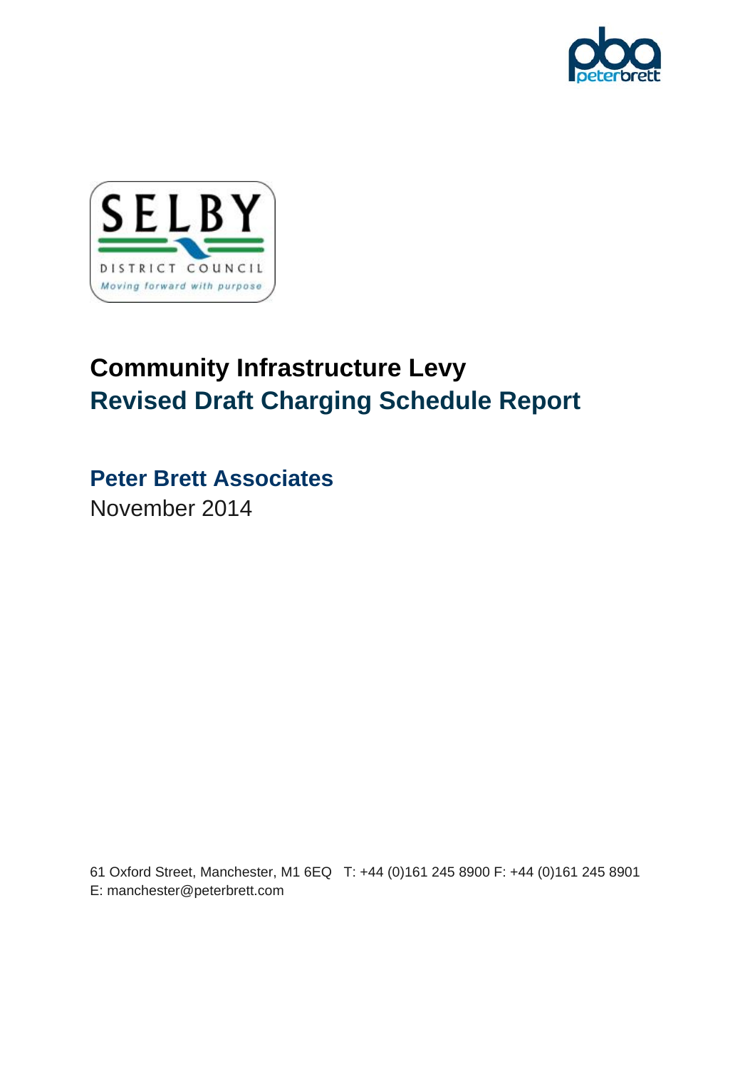SELBY

DISTRICT COUNCIL

*Moving forward with purpose*

# Community Infrastructure Levy

## Revised Draft Charging Schedule Report

**Peter Brett Associates**

November 2014

61 Oxford Street, Manchester, M1 6EQ T: +44 (0)161 245 8900 F: +44 (0)161 245 8901
E: manchester@peterbrett.com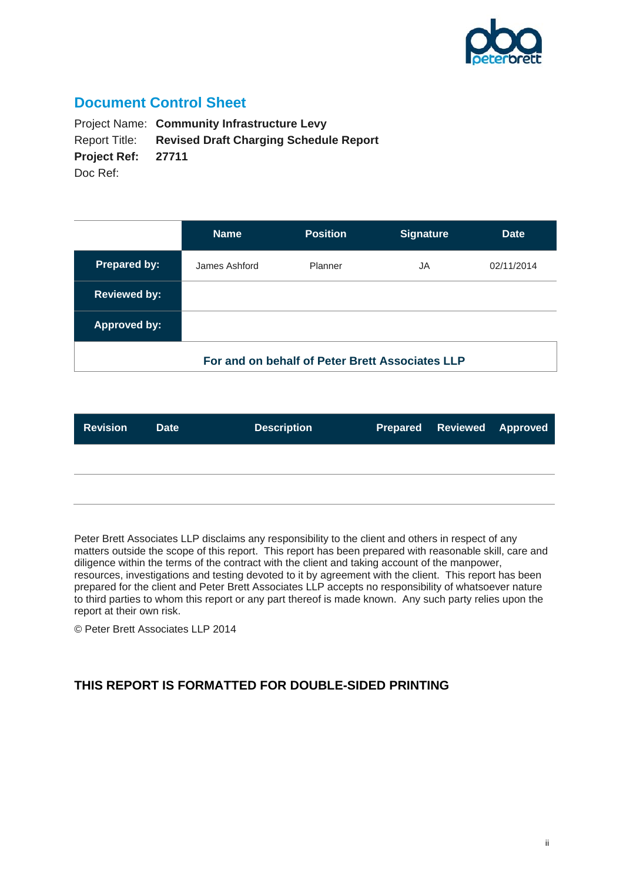## Document Control Sheet

Project Name: **Community Infrastructure Levy**
Report Title: **Revised Draft Charging Schedule Report**
**Project Ref: 27711**
Doc Ref:

| | Name | Position | Signature | Date |
|---|---|---|---|---|
| **Prepared by:** | James Ashford | Planner | JA | 02/11/2014 |
| **Reviewed by:** | | | | |
| **Approved by:** | | | | |
| **For and on behalf of Peter Brett Associates LLP** | | | | |

| Revision | Date | Description | Prepared | Reviewed | Approved |
|---|---|---|---|---|---|
| | | | | | |
| | | | | | |

Peter Brett Associates LLP disclaims any responsibility to the client and others in respect of any matters outside the scope of this report. This report has been prepared with reasonable skill, care and diligence within the terms of the contract with the client and taking account of the manpower, resources, investigations and testing devoted to it by agreement with the client. This report has been prepared for the client and Peter Brett Associates LLP accepts no responsibility of whatsoever nature to third parties to whom this report or any part thereof is made known. Any such party relies upon the report at their own risk.

© Peter Brett Associates LLP 2014

**THIS REPORT IS FORMATTED FOR DOUBLE-SIDED PRINTING**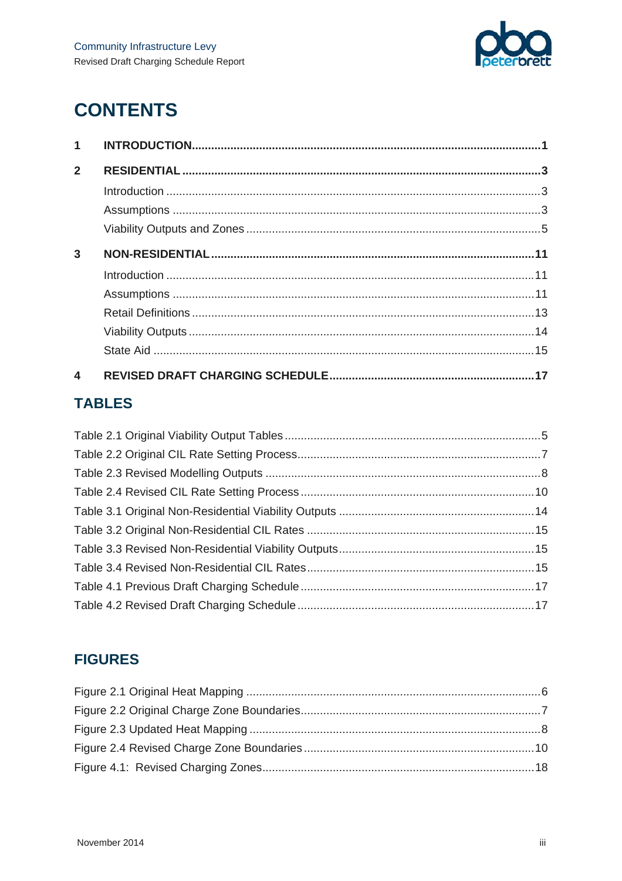# CONTENTS

| | | |
|---|---|---|
| **1** | **INTRODUCTION** | **1** |
| **2** | **RESIDENTIAL** | **3** |
| | Introduction | 3 |
| | Assumptions | 3 |
| | Viability Outputs and Zones | 5 |
| **3** | **NON-RESIDENTIAL** | **11** |
| | Introduction | 11 |
| | Assumptions | 11 |
| | Retail Definitions | 13 |
| | Viability Outputs | 14 |
| | State Aid | 15 |
| **4** | **REVISED DRAFT CHARGING SCHEDULE** | **17** |

## TABLES

| | |
|---|---|
| Table 2.1 Original Viability Output Tables | 5 |
| Table 2.2 Original CIL Rate Setting Process | 7 |
| Table 2.3 Revised Modelling Outputs | 8 |
| Table 2.4 Revised CIL Rate Setting Process | 10 |
| Table 3.1 Original Non-Residential Viability Outputs | 14 |
| Table 3.2 Original Non-Residential CIL Rates | 15 |
| Table 3.3 Revised Non-Residential Viability Outputs | 15 |
| Table 3.4 Revised Non-Residential CIL Rates | 15 |
| Table 4.1 Previous Draft Charging Schedule | 17 |
| Table 4.2 Revised Draft Charging Schedule | 17 |

## FIGURES

| | |
|---|---|
| Figure 2.1 Original Heat Mapping | 6 |
| Figure 2.2 Original Charge Zone Boundaries | 7 |
| Figure 2.3 Updated Heat Mapping | 8 |
| Figure 2.4 Revised Charge Zone Boundaries | 10 |
| Figure 4.1: Revised Charging Zones | 18 |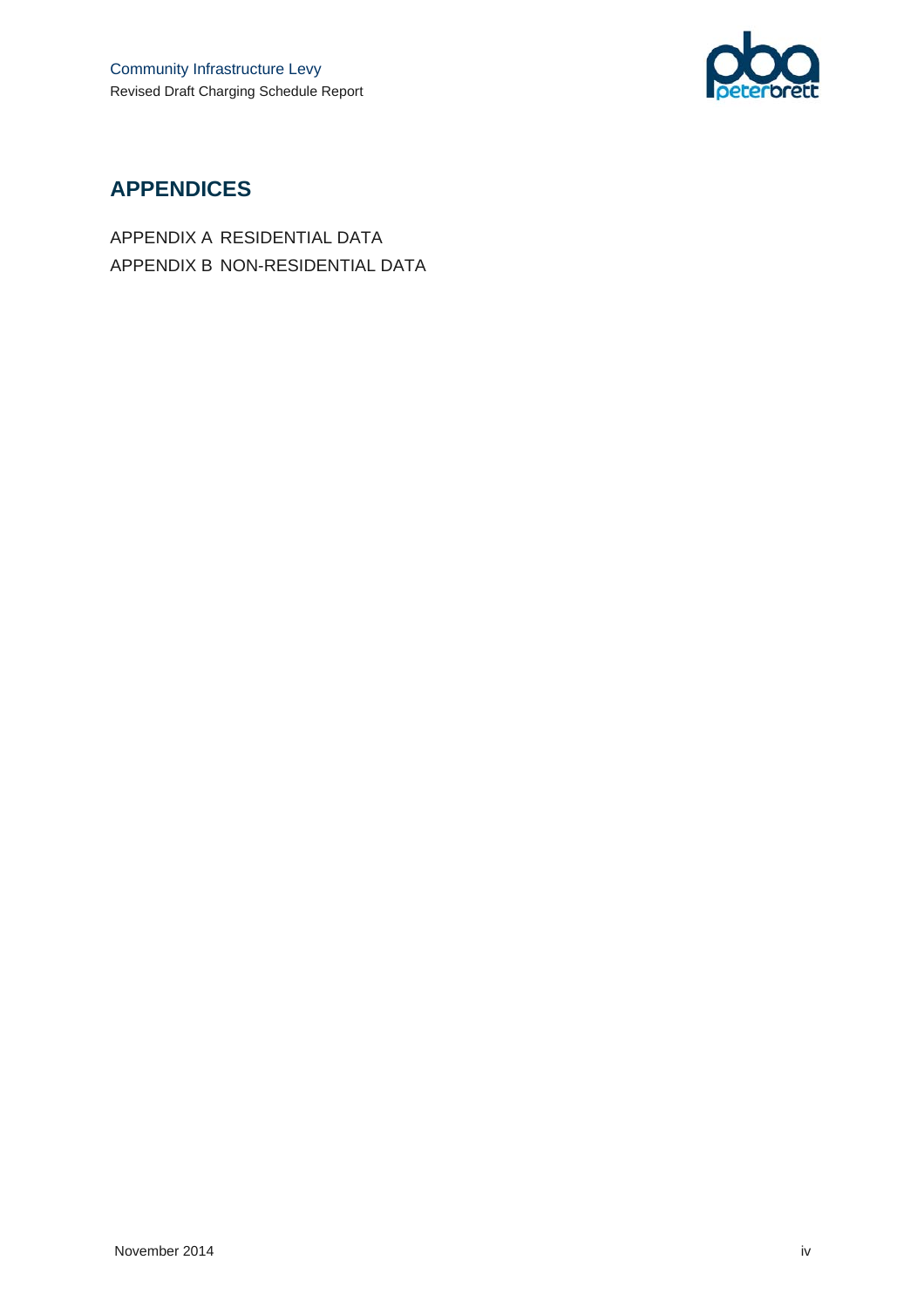## APPENDICES

APPENDIX A RESIDENTIAL DATA

APPENDIX B NON-RESIDENTIAL DATA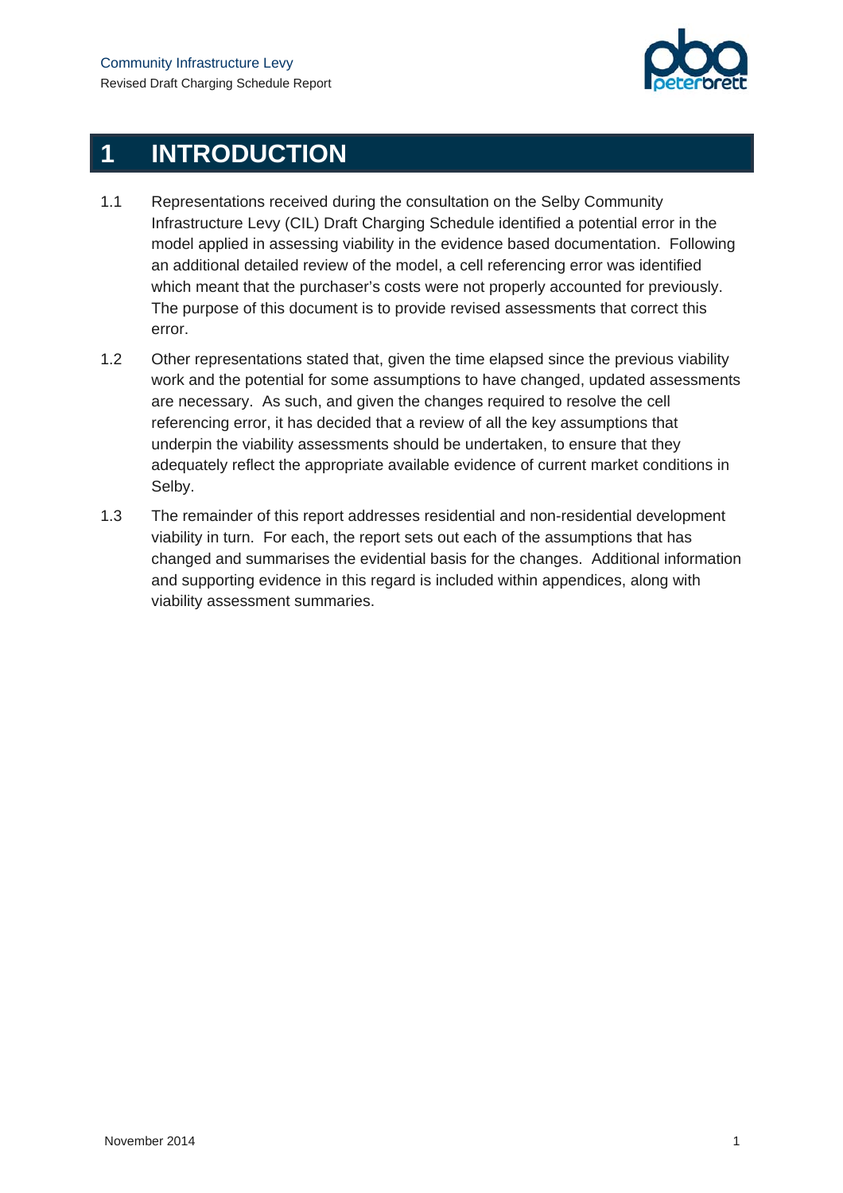# 1 INTRODUCTION

1.1 Representations received during the consultation on the Selby Community Infrastructure Levy (CIL) Draft Charging Schedule identified a potential error in the model applied in assessing viability in the evidence based documentation. Following an additional detailed review of the model, a cell referencing error was identified which meant that the purchaser's costs were not properly accounted for previously. The purpose of this document is to provide revised assessments that correct this error.

1.2 Other representations stated that, given the time elapsed since the previous viability work and the potential for some assumptions to have changed, updated assessments are necessary. As such, and given the changes required to resolve the cell referencing error, it has decided that a review of all the key assumptions that underpin the viability assessments should be undertaken, to ensure that they adequately reflect the appropriate available evidence of current market conditions in Selby.

1.3 The remainder of this report addresses residential and non-residential development viability in turn. For each, the report sets out each of the assumptions that has changed and summarises the evidential basis for the changes. Additional information and supporting evidence in this regard is included within appendices, along with viability assessment summaries.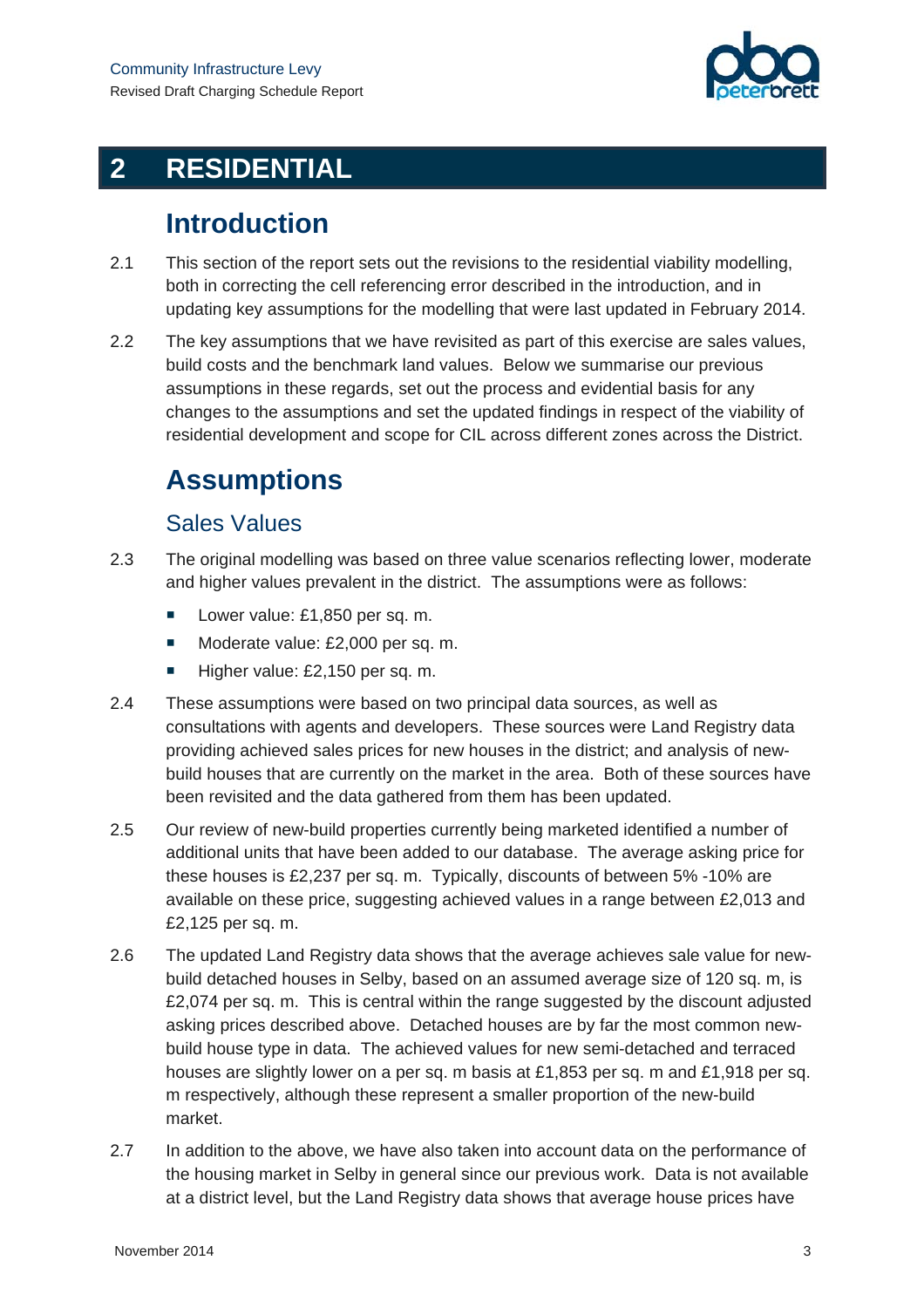## 2 RESIDENTIAL

### Introduction

2.1 This section of the report sets out the revisions to the residential viability modelling, both in correcting the cell referencing error described in the introduction, and in updating key assumptions for the modelling that were last updated in February 2014.

2.2 The key assumptions that we have revisited as part of this exercise are sales values, build costs and the benchmark land values. Below we summarise our previous assumptions in these regards, set out the process and evidential basis for any changes to the assumptions and set the updated findings in respect of the viability of residential development and scope for CIL across different zones across the District.

### Assumptions

#### Sales Values

2.3 The original modelling was based on three value scenarios reflecting lower, moderate and higher values prevalent in the district. The assumptions were as follows:

- Lower value: £1,850 per sq. m.
- Moderate value: £2,000 per sq. m.
- Higher value: £2,150 per sq. m.

2.4 These assumptions were based on two principal data sources, as well as consultations with agents and developers. These sources were Land Registry data providing achieved sales prices for new houses in the district; and analysis of new-build houses that are currently on the market in the area. Both of these sources have been revisited and the data gathered from them has been updated.

2.5 Our review of new-build properties currently being marketed identified a number of additional units that have been added to our database. The average asking price for these houses is £2,237 per sq. m. Typically, discounts of between 5% -10% are available on these price, suggesting achieved values in a range between £2,013 and £2,125 per sq. m.

2.6 The updated Land Registry data shows that the average achieves sale value for new-build detached houses in Selby, based on an assumed average size of 120 sq. m, is £2,074 per sq. m. This is central within the range suggested by the discount adjusted asking prices described above. Detached houses are by far the most common new-build house type in data. The achieved values for new semi-detached and terraced houses are slightly lower on a per sq. m basis at £1,853 per sq. m and £1,918 per sq. m respectively, although these represent a smaller proportion of the new-build market.

2.7 In addition to the above, we have also taken into account data on the performance of the housing market in Selby in general since our previous work. Data is not available at a district level, but the Land Registry data shows that average house prices have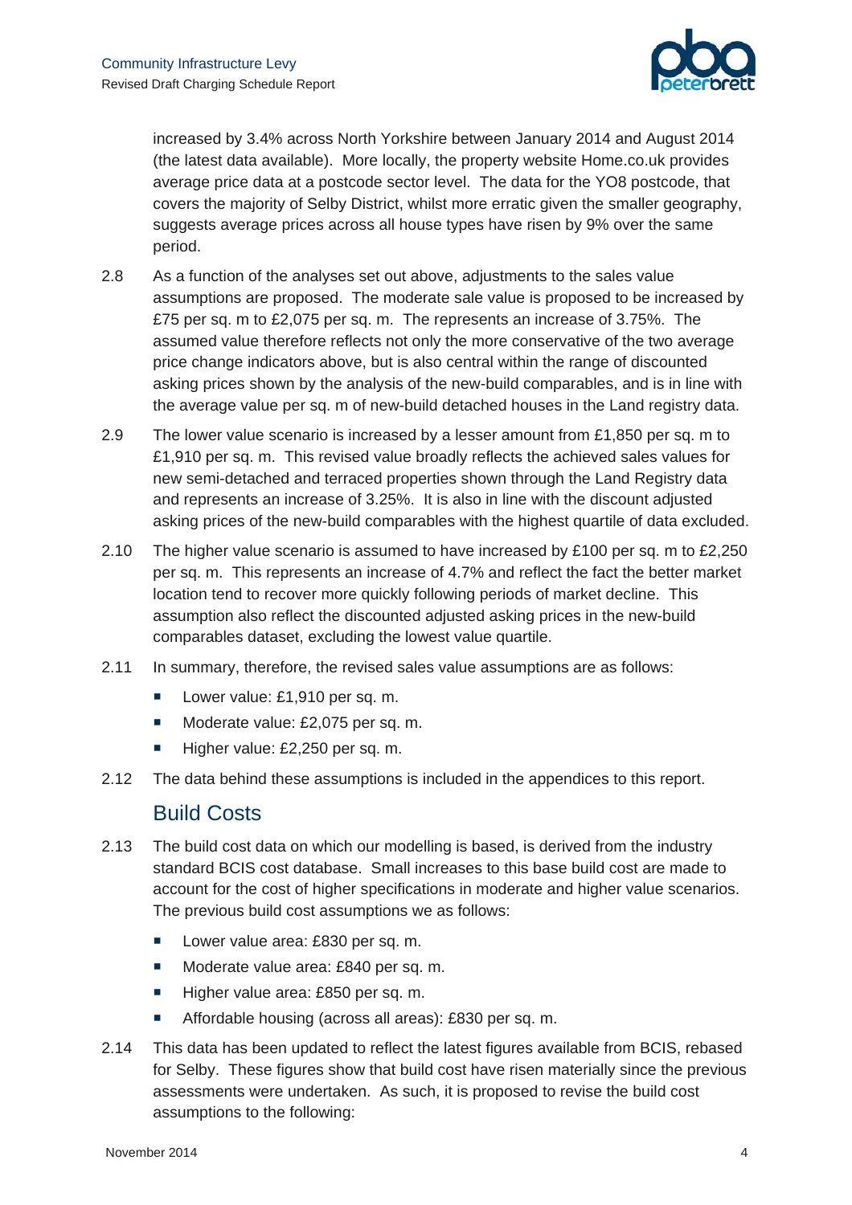increased by 3.4% across North Yorkshire between January 2014 and August 2014 (the latest data available). More locally, the property website Home.co.uk provides average price data at a postcode sector level. The data for the YO8 postcode, that covers the majority of Selby District, whilst more erratic given the smaller geography, suggests average prices across all house types have risen by 9% over the same period.

2.8 As a function of the analyses set out above, adjustments to the sales value assumptions are proposed. The moderate sale value is proposed to be increased by £75 per sq. m to £2,075 per sq. m. The represents an increase of 3.75%. The assumed value therefore reflects not only the more conservative of the two average price change indicators above, but is also central within the range of discounted asking prices shown by the analysis of the new-build comparables, and is in line with the average value per sq. m of new-build detached houses in the Land registry data.

2.9 The lower value scenario is increased by a lesser amount from £1,850 per sq. m to £1,910 per sq. m. This revised value broadly reflects the achieved sales values for new semi-detached and terraced properties shown through the Land Registry data and represents an increase of 3.25%. It is also in line with the discount adjusted asking prices of the new-build comparables with the highest quartile of data excluded.

2.10 The higher value scenario is assumed to have increased by £100 per sq. m to £2,250 per sq. m. This represents an increase of 4.7% and reflect the fact the better market location tend to recover more quickly following periods of market decline. This assumption also reflect the discounted adjusted asking prices in the new-build comparables dataset, excluding the lowest value quartile.

2.11 In summary, therefore, the revised sales value assumptions are as follows:

- Lower value: £1,910 per sq. m.
- Moderate value: £2,075 per sq. m.
- Higher value: £2,250 per sq. m.

2.12 The data behind these assumptions is included in the appendices to this report.

## Build Costs

2.13 The build cost data on which our modelling is based, is derived from the industry standard BCIS cost database. Small increases to this base build cost are made to account for the cost of higher specifications in moderate and higher value scenarios. The previous build cost assumptions we as follows:

- Lower value area: £830 per sq. m.
- Moderate value area: £840 per sq. m.
- Higher value area: £850 per sq. m.
- Affordable housing (across all areas): £830 per sq. m.

2.14 This data has been updated to reflect the latest figures available from BCIS, rebased for Selby. These figures show that build cost have risen materially since the previous assessments were undertaken. As such, it is proposed to revise the build cost assumptions to the following: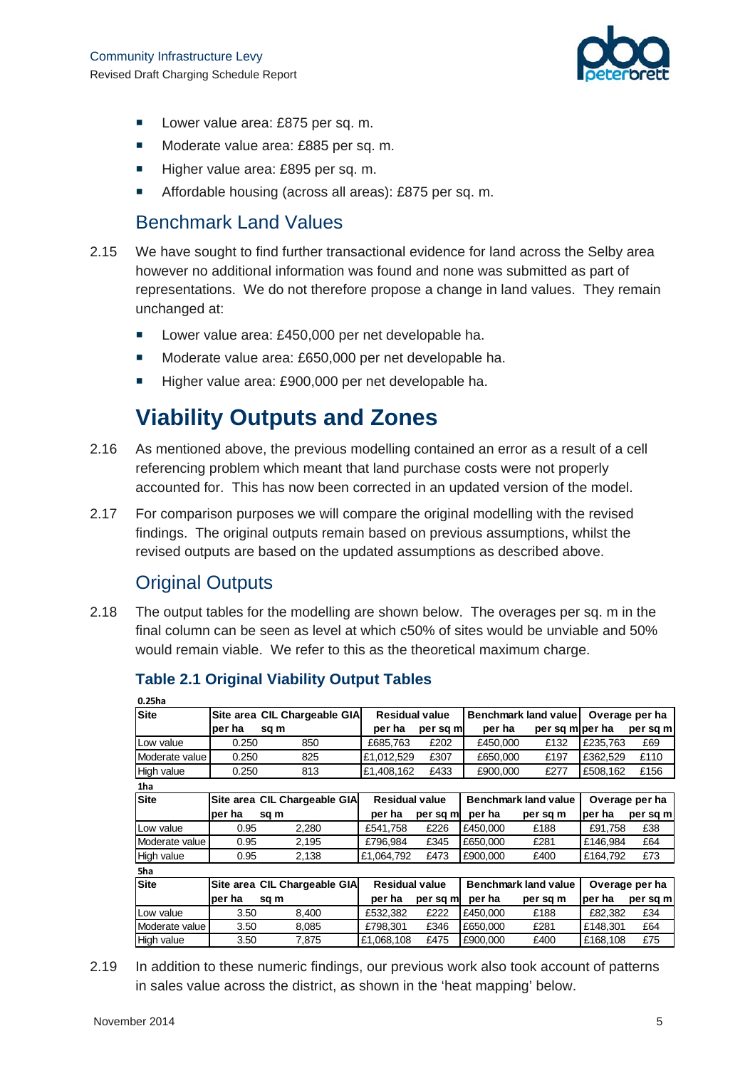- Lower value area: £875 per sq. m.
- Moderate value area: £885 per sq. m.
- Higher value area: £895 per sq. m.
- Affordable housing (across all areas): £875 per sq. m.

## Benchmark Land Values

2.15 We have sought to find further transactional evidence for land across the Selby area however no additional information was found and none was submitted as part of representations. We do not therefore propose a change in land values. They remain unchanged at:

- Lower value area: £450,000 per net developable ha.
- Moderate value area: £650,000 per net developable ha.
- Higher value area: £900,000 per net developable ha.

# Viability Outputs and Zones

2.16 As mentioned above, the previous modelling contained an error as a result of a cell referencing problem which meant that land purchase costs were not properly accounted for. This has now been corrected in an updated version of the model.

2.17 For comparison purposes we will compare the original modelling with the revised findings. The original outputs remain based on previous assumptions, whilst the revised outputs are based on the updated assumptions as described above.

## Original Outputs

2.18 The output tables for the modelling are shown below. The overages per sq. m in the final column can be seen as level at which c50% of sites would be unviable and 50% would remain viable. We refer to this as the theoretical maximum charge.

### Table 2.1 Original Viability Output Tables

**0.25ha**

| Site | Site area | CIL Chargeable GIA | Residual value | | Benchmark land value | | Overage per ha | |
|---|---|---|---|---|---|---|---|---|
| | per ha | sq m | per ha | per sq m | per ha | per sq m | per ha | per sq m |
| Low value | 0.250 | 850 | £685,763 | £202 | £450,000 | £132 | £235,763 | £69 |
| Moderate value | 0.250 | 825 | £1,012,529 | £307 | £650,000 | £197 | £362,529 | £110 |
| High value | 0.250 | 813 | £1,408,162 | £433 | £900,000 | £277 | £508,162 | £156 |

**1ha**

| Site | Site area | CIL Chargeable GIA | Residual value | | Benchmark land value | | Overage per ha | |
|---|---|---|---|---|---|---|---|---|
| | per ha | sq m | per ha | per sq m | per ha | per sq m | per ha | per sq m |
| Low value | 0.95 | 2,280 | £541,758 | £226 | £450,000 | £188 | £91,758 | £38 |
| Moderate value | 0.95 | 2,195 | £796,984 | £345 | £650,000 | £281 | £146,984 | £64 |
| High value | 0.95 | 2,138 | £1,064,792 | £473 | £900,000 | £400 | £164,792 | £73 |

**5ha**

| Site | Site area | CIL Chargeable GIA | Residual value | | Benchmark land value | | Overage per ha | |
|---|---|---|---|---|---|---|---|---|
| | per ha | sq m | per ha | per sq m | per ha | per sq m | per ha | per sq m |
| Low value | 3.50 | 8,400 | £532,382 | £222 | £450,000 | £188 | £82,382 | £34 |
| Moderate value | 3.50 | 8,085 | £798,301 | £346 | £650,000 | £281 | £148,301 | £64 |
| High value | 3.50 | 7,875 | £1,068,108 | £475 | £900,000 | £400 | £168,108 | £75 |

2.19 In addition to these numeric findings, our previous work also took account of patterns in sales value across the district, as shown in the 'heat mapping' below.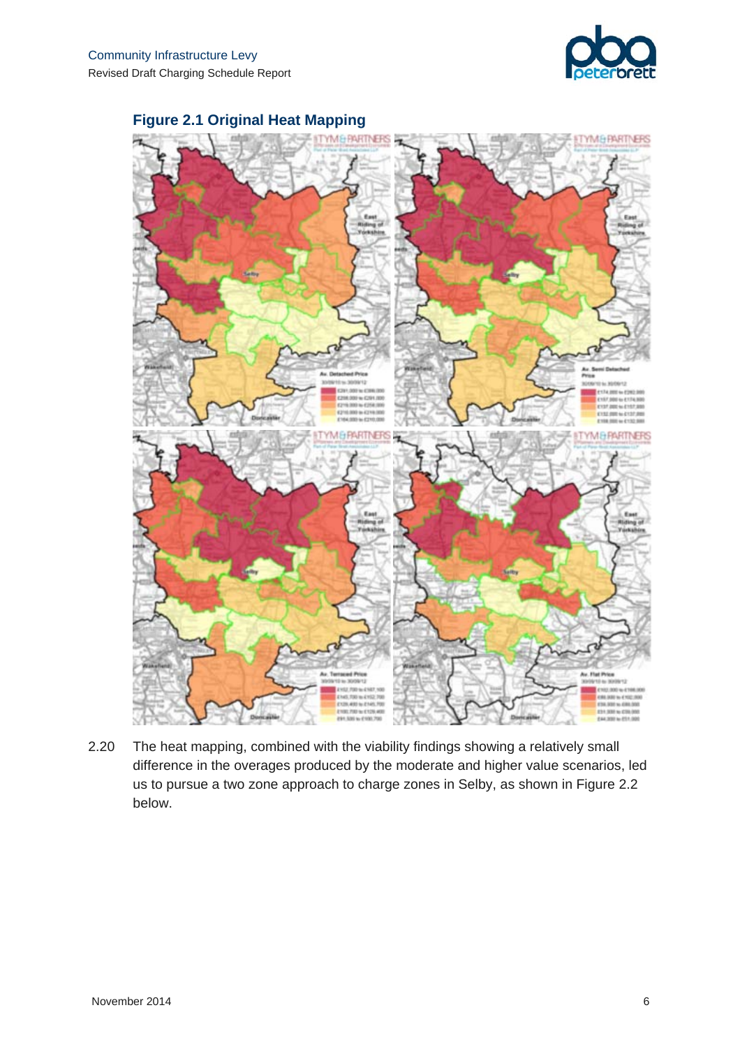## Figure 2.1 Original Heat Mapping

2.20 The heat mapping, combined with the viability findings showing a relatively small difference in the overages produced by the moderate and higher value scenarios, led us to pursue a two zone approach to charge zones in Selby, as shown in Figure 2.2 below.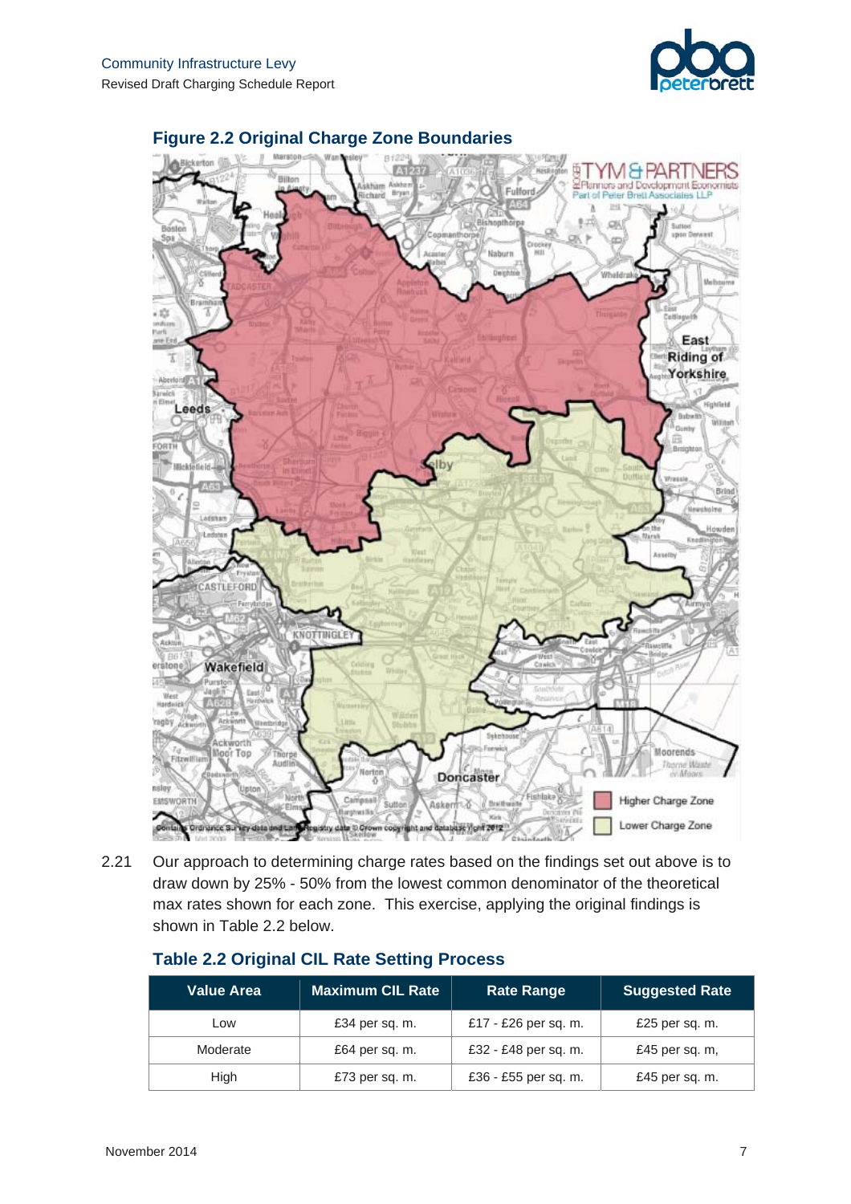### Figure 2.2 Original Charge Zone Boundaries

2.21 Our approach to determining charge rates based on the findings set out above is to draw down by 25% - 50% from the lowest common denominator of the theoretical max rates shown for each zone. This exercise, applying the original findings is shown in Table 2.2 below.

### Table 2.2 Original CIL Rate Setting Process

| Value Area | Maximum CIL Rate | Rate Range | Suggested Rate |
|---|---|---|---|
| Low | £34 per sq. m. | £17 - £26 per sq. m. | £25 per sq. m. |
| Moderate | £64 per sq. m. | £32 - £48 per sq. m. | £45 per sq. m, |
| High | £73 per sq. m. | £36 - £55 per sq. m. | £45 per sq. m. |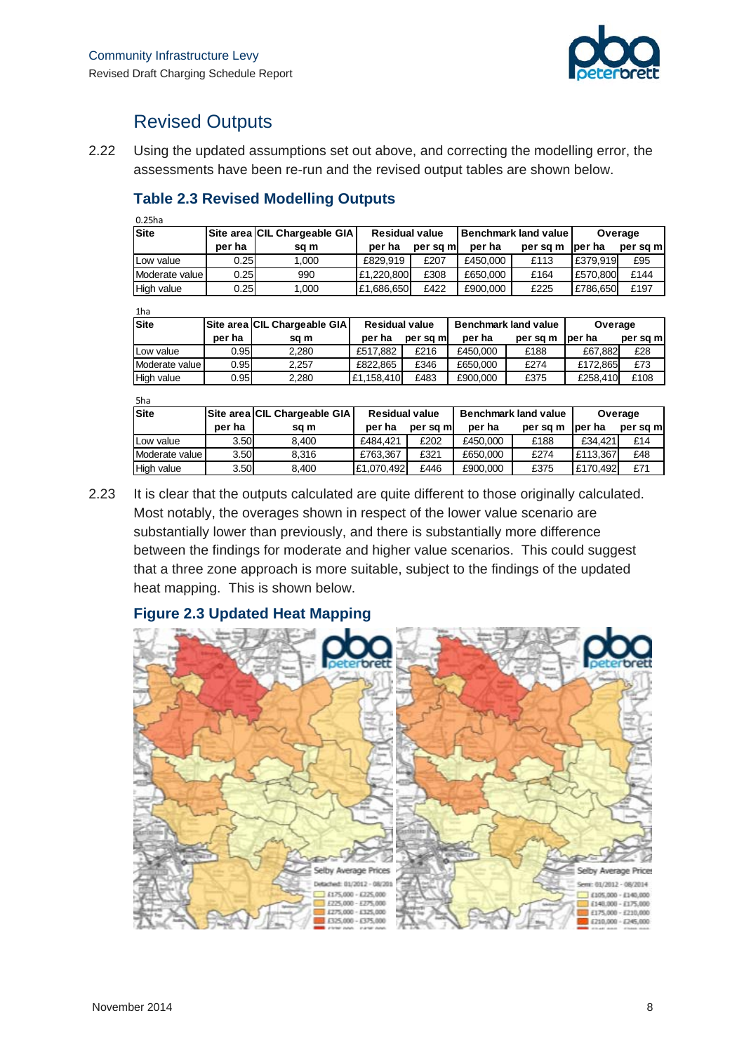## Revised Outputs

2.22 Using the updated assumptions set out above, and correcting the modelling error, the assessments have been re-run and the revised output tables are shown below.

### Table 2.3 Revised Modelling Outputs

0.25ha

| Site | Site area | CIL Chargeable GIA | Residual value | | Benchmark land value | | Overage | |
|---|---|---|---|---|---|---|---|---|
| | per ha | sq m | per ha | per sq m | per ha | per sq m | per ha | per sq m |
| Low value | 0.25 | 1,000 | £829,919 | £207 | £450,000 | £113 | £379,919 | £95 |
| Moderate value | 0.25 | 990 | £1,220,800 | £308 | £650,000 | £164 | £570,800 | £144 |
| High value | 0.25 | 1,000 | £1,686,650 | £422 | £900,000 | £225 | £786,650 | £197 |

1ha

| Site | Site area | CIL Chargeable GIA | Residual value | | Benchmark land value | | Overage | |
|---|---|---|---|---|---|---|---|---|
| | per ha | sq m | per ha | per sq m | per ha | per sq m | per ha | per sq m |
| Low value | 0.95 | 2,280 | £517,882 | £216 | £450,000 | £188 | £67,882 | £28 |
| Moderate value | 0.95 | 2,257 | £822,865 | £346 | £650,000 | £274 | £172,865 | £73 |
| High value | 0.95 | 2,280 | £1,158,410 | £483 | £900,000 | £375 | £258,410 | £108 |

5ha

| Site | Site area | CIL Chargeable GIA | Residual value | | Benchmark land value | | Overage | |
|---|---|---|---|---|---|---|---|---|
| | per ha | sq m | per ha | per sq m | per ha | per sq m | per ha | per sq m |
| Low value | 3.50 | 8,400 | £484,421 | £202 | £450,000 | £188 | £34,421 | £14 |
| Moderate value | 3.50 | 8,316 | £763,367 | £321 | £650,000 | £274 | £113,367 | £48 |
| High value | 3.50 | 8,400 | £1,070,492 | £446 | £900,000 | £375 | £170,492 | £71 |

2.23 It is clear that the outputs calculated are quite different to those originally calculated. Most notably, the overages shown in respect of the lower value scenario are substantially lower than previously, and there is substantially more difference between the findings for moderate and higher value scenarios. This could suggest that a three zone approach is more suitable, subject to the findings of the updated heat mapping. This is shown below.

### Figure 2.3 Updated Heat Mapping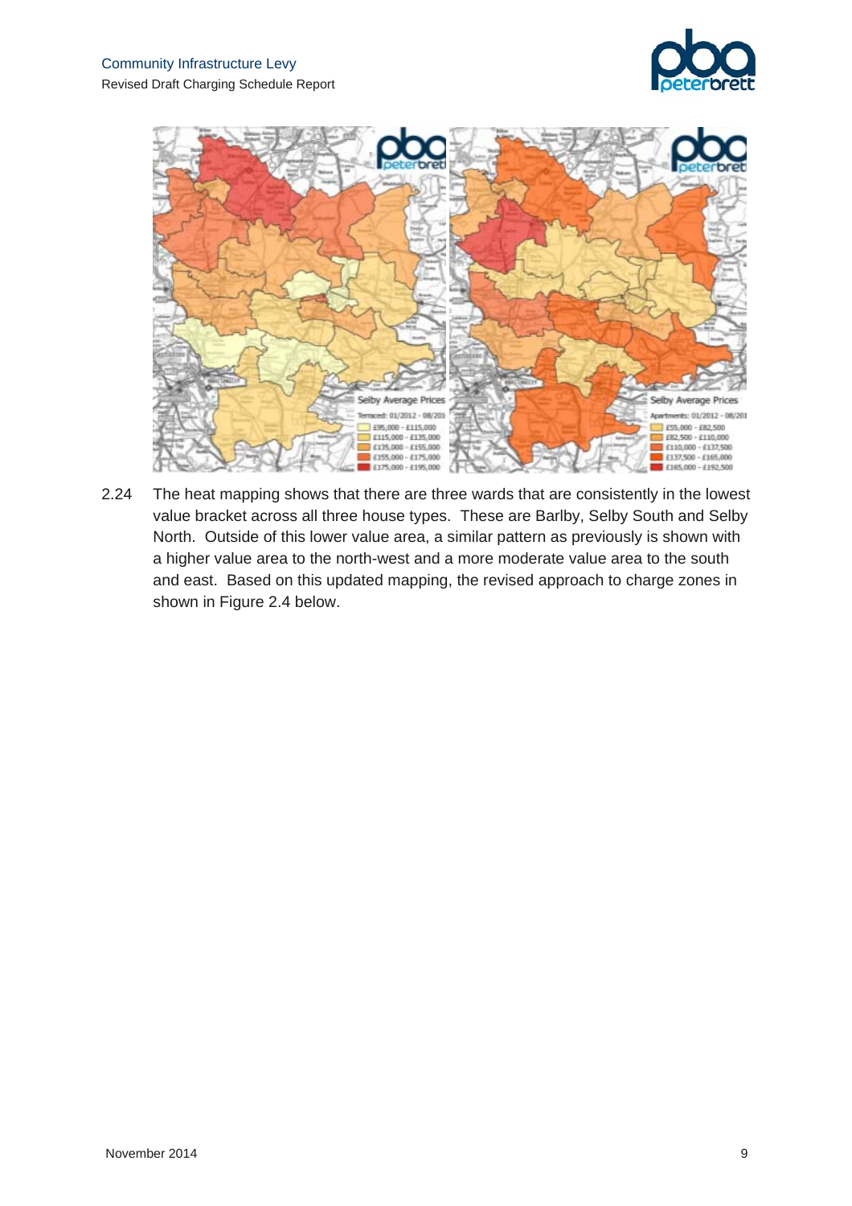2.24 The heat mapping shows that there are three wards that are consistently in the lowest value bracket across all three house types. These are Barlby, Selby South and Selby North. Outside of this lower value area, a similar pattern as previously is shown with a higher value area to the north-west and a more moderate value area to the south and east. Based on this updated mapping, the revised approach to charge zones in shown in Figure 2.4 below.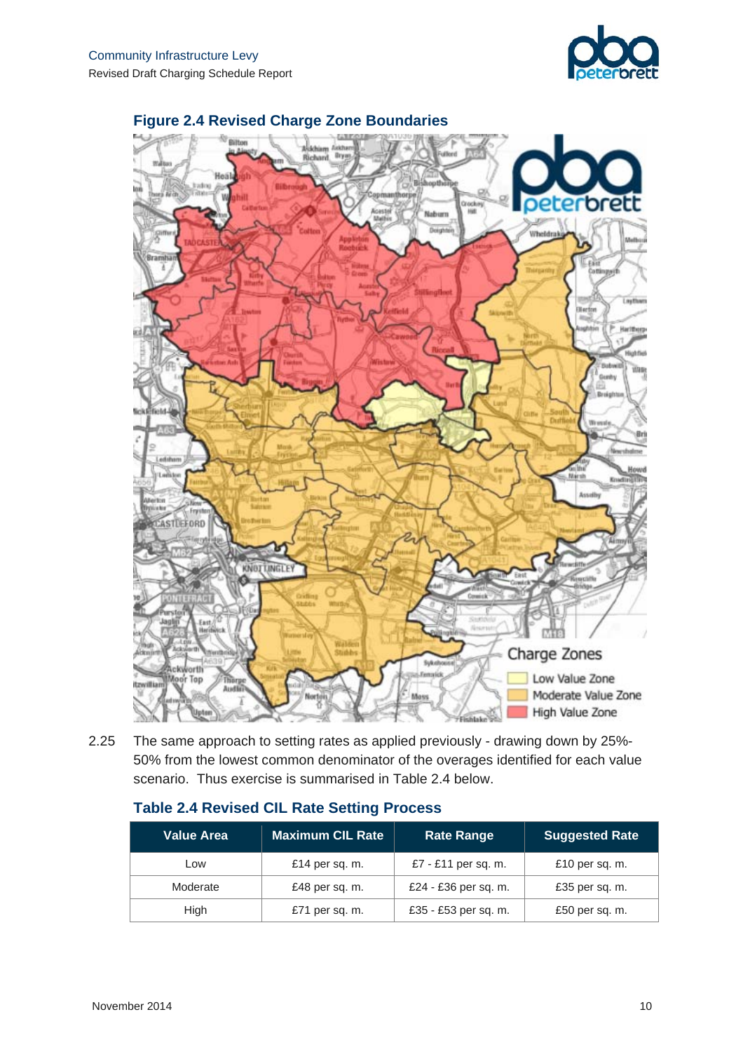### Figure 2.4 Revised Charge Zone Boundaries

2.25 The same approach to setting rates as applied previously - drawing down by 25%-50% from the lowest common denominator of the overages identified for each value scenario. Thus exercise is summarised in Table 2.4 below.

### Table 2.4 Revised CIL Rate Setting Process

| Value Area | Maximum CIL Rate | Rate Range | Suggested Rate |
|---|---|---|---|
| Low | £14 per sq. m. | £7 - £11 per sq. m. | £10 per sq. m. |
| Moderate | £48 per sq. m. | £24 - £36 per sq. m. | £35 per sq. m. |
| High | £71 per sq. m. | £35 - £53 per sq. m. | £50 per sq. m. |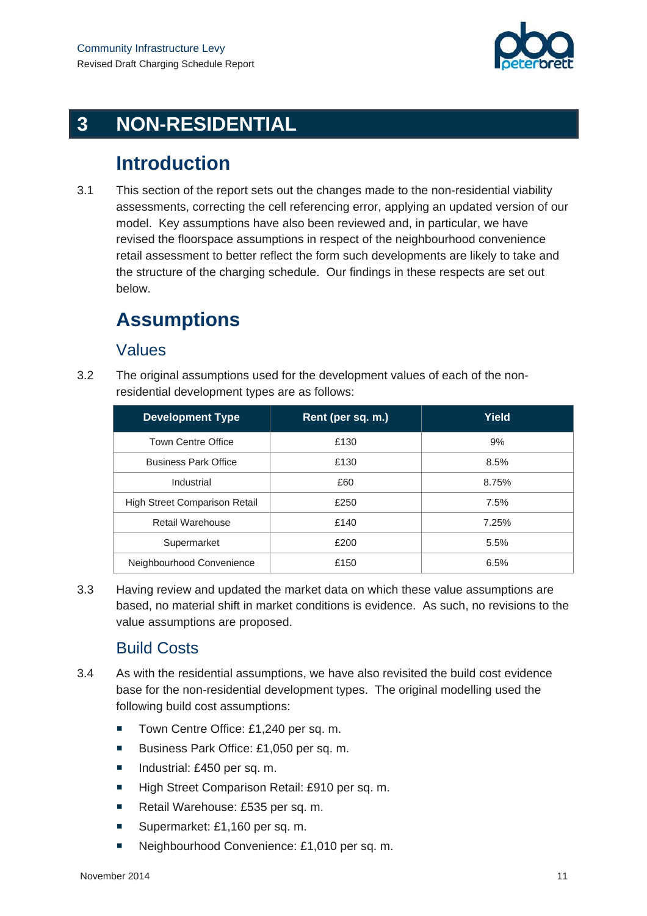# 3 NON-RESIDENTIAL

## Introduction

3.1 This section of the report sets out the changes made to the non-residential viability assessments, correcting the cell referencing error, applying an updated version of our model. Key assumptions have also been reviewed and, in particular, we have revised the floorspace assumptions in respect of the neighbourhood convenience retail assessment to better reflect the form such developments are likely to take and the structure of the charging schedule. Our findings in these respects are set out below.

## Assumptions

### Values

3.2 The original assumptions used for the development values of each of the non-residential development types are as follows:

| Development Type | Rent (per sq. m.) | Yield |
|---|---|---|
| Town Centre Office | £130 | 9% |
| Business Park Office | £130 | 8.5% |
| Industrial | £60 | 8.75% |
| High Street Comparison Retail | £250 | 7.5% |
| Retail Warehouse | £140 | 7.25% |
| Supermarket | £200 | 5.5% |
| Neighbourhood Convenience | £150 | 6.5% |

3.3 Having review and updated the market data on which these value assumptions are based, no material shift in market conditions is evidence. As such, no revisions to the value assumptions are proposed.

### Build Costs

3.4 As with the residential assumptions, we have also revisited the build cost evidence base for the non-residential development types. The original modelling used the following build cost assumptions:

- Town Centre Office: £1,240 per sq. m.
- Business Park Office: £1,050 per sq. m.
- Industrial: £450 per sq. m.
- High Street Comparison Retail: £910 per sq. m.
- Retail Warehouse: £535 per sq. m.
- Supermarket: £1,160 per sq. m.
- Neighbourhood Convenience: £1,010 per sq. m.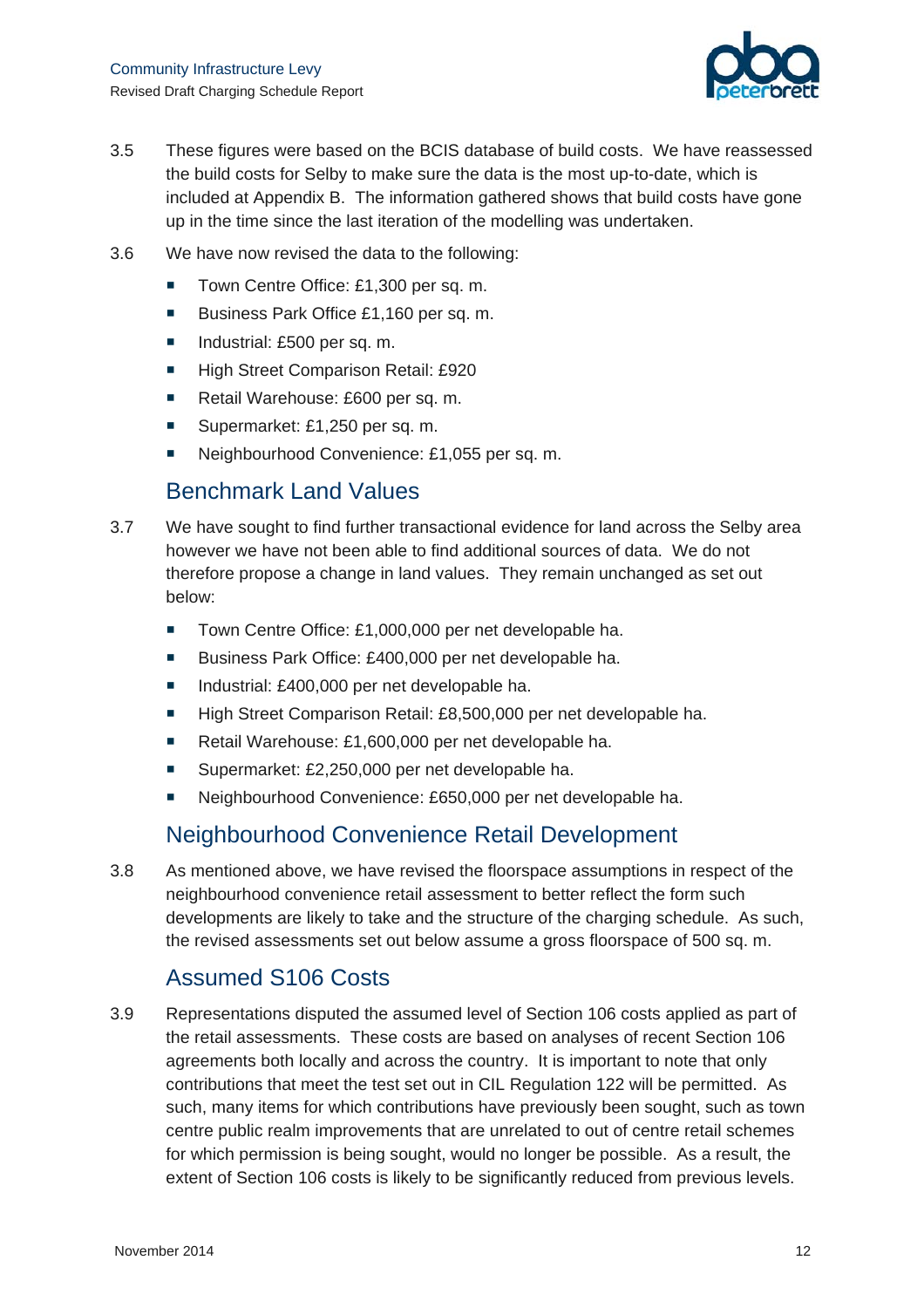3.5 These figures were based on the BCIS database of build costs. We have reassessed the build costs for Selby to make sure the data is the most up-to-date, which is included at Appendix B. The information gathered shows that build costs have gone up in the time since the last iteration of the modelling was undertaken.

3.6 We have now revised the data to the following:

- Town Centre Office: £1,300 per sq. m.
- Business Park Office £1,160 per sq. m.
- Industrial: £500 per sq. m.
- High Street Comparison Retail: £920
- Retail Warehouse: £600 per sq. m.
- Supermarket: £1,250 per sq. m.
- Neighbourhood Convenience: £1,055 per sq. m.

## Benchmark Land Values

3.7 We have sought to find further transactional evidence for land across the Selby area however we have not been able to find additional sources of data. We do not therefore propose a change in land values. They remain unchanged as set out below:

- Town Centre Office: £1,000,000 per net developable ha.
- Business Park Office: £400,000 per net developable ha.
- Industrial: £400,000 per net developable ha.
- High Street Comparison Retail: £8,500,000 per net developable ha.
- Retail Warehouse: £1,600,000 per net developable ha.
- Supermarket: £2,250,000 per net developable ha.
- Neighbourhood Convenience: £650,000 per net developable ha.

## Neighbourhood Convenience Retail Development

3.8 As mentioned above, we have revised the floorspace assumptions in respect of the neighbourhood convenience retail assessment to better reflect the form such developments are likely to take and the structure of the charging schedule. As such, the revised assessments set out below assume a gross floorspace of 500 sq. m.

## Assumed S106 Costs

3.9 Representations disputed the assumed level of Section 106 costs applied as part of the retail assessments. These costs are based on analyses of recent Section 106 agreements both locally and across the country. It is important to note that only contributions that meet the test set out in CIL Regulation 122 will be permitted. As such, many items for which contributions have previously been sought, such as town centre public realm improvements that are unrelated to out of centre retail schemes for which permission is being sought, would no longer be possible. As a result, the extent of Section 106 costs is likely to be significantly reduced from previous levels.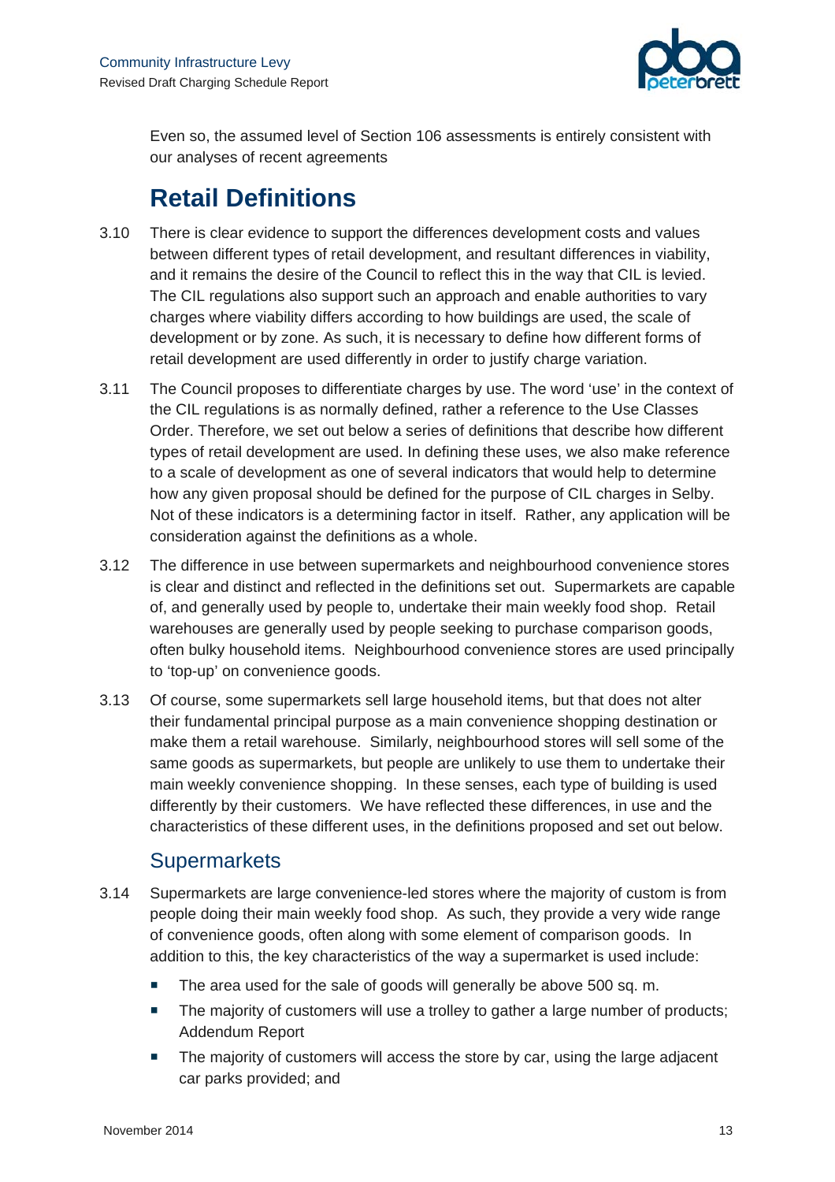Even so, the assumed level of Section 106 assessments is entirely consistent with our analyses of recent agreements

# Retail Definitions

3.10 There is clear evidence to support the differences development costs and values between different types of retail development, and resultant differences in viability, and it remains the desire of the Council to reflect this in the way that CIL is levied. The CIL regulations also support such an approach and enable authorities to vary charges where viability differs according to how buildings are used, the scale of development or by zone. As such, it is necessary to define how different forms of retail development are used differently in order to justify charge variation.

3.11 The Council proposes to differentiate charges by use. The word 'use' in the context of the CIL regulations is as normally defined, rather a reference to the Use Classes Order. Therefore, we set out below a series of definitions that describe how different types of retail development are used. In defining these uses, we also make reference to a scale of development as one of several indicators that would help to determine how any given proposal should be defined for the purpose of CIL charges in Selby. Not of these indicators is a determining factor in itself. Rather, any application will be consideration against the definitions as a whole.

3.12 The difference in use between supermarkets and neighbourhood convenience stores is clear and distinct and reflected in the definitions set out. Supermarkets are capable of, and generally used by people to, undertake their main weekly food shop. Retail warehouses are generally used by people seeking to purchase comparison goods, often bulky household items. Neighbourhood convenience stores are used principally to 'top-up' on convenience goods.

3.13 Of course, some supermarkets sell large household items, but that does not alter their fundamental principal purpose as a main convenience shopping destination or make them a retail warehouse. Similarly, neighbourhood stores will sell some of the same goods as supermarkets, but people are unlikely to use them to undertake their main weekly convenience shopping. In these senses, each type of building is used differently by their customers. We have reflected these differences, in use and the characteristics of these different uses, in the definitions proposed and set out below.

## Supermarkets

3.14 Supermarkets are large convenience-led stores where the majority of custom is from people doing their main weekly food shop. As such, they provide a very wide range of convenience goods, often along with some element of comparison goods. In addition to this, the key characteristics of the way a supermarket is used include:

- The area used for the sale of goods will generally be above 500 sq. m.
- The majority of customers will use a trolley to gather a large number of products; Addendum Report
- The majority of customers will access the store by car, using the large adjacent car parks provided; and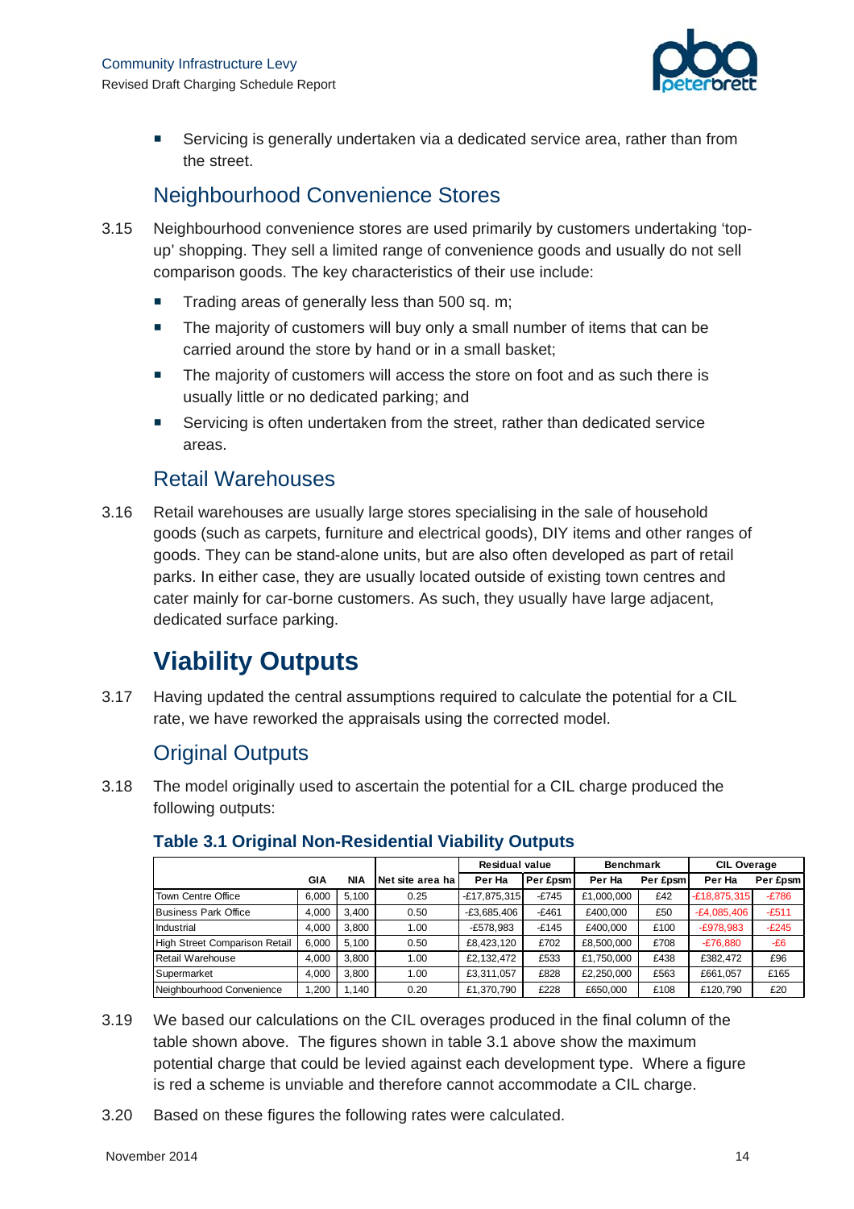- Servicing is generally undertaken via a dedicated service area, rather than from the street.

## Neighbourhood Convenience Stores

3.15 Neighbourhood convenience stores are used primarily by customers undertaking 'top-up' shopping. They sell a limited range of convenience goods and usually do not sell comparison goods. The key characteristics of their use include:

- Trading areas of generally less than 500 sq. m;
- The majority of customers will buy only a small number of items that can be carried around the store by hand or in a small basket;
- The majority of customers will access the store on foot and as such there is usually little or no dedicated parking; and
- Servicing is often undertaken from the street, rather than dedicated service areas.

## Retail Warehouses

3.16 Retail warehouses are usually large stores specialising in the sale of household goods (such as carpets, furniture and electrical goods), DIY items and other ranges of goods. They can be stand-alone units, but are also often developed as part of retail parks. In either case, they are usually located outside of existing town centres and cater mainly for car-borne customers. As such, they usually have large adjacent, dedicated surface parking.

# Viability Outputs

3.17 Having updated the central assumptions required to calculate the potential for a CIL rate, we have reworked the appraisals using the corrected model.

## Original Outputs

3.18 The model originally used to ascertain the potential for a CIL charge produced the following outputs:

### Table 3.1 Original Non-Residential Viability Outputs

| | | | | Residual value | | Benchmark | | CIL Overage | |
|---|---|---|---|---|---|---|---|---|---|
| | GIA | NIA | Net site area ha | Per Ha | Per £psm | Per Ha | Per £psm | Per Ha | Per £psm |
| Town Centre Office | 6,000 | 5,100 | 0.25 | -£17,875,315 | -£745 | £1,000,000 | £42 | -£18,875,315 | -£786 |
| Business Park Office | 4,000 | 3,400 | 0.50 | -£3,685,406 | -£461 | £400,000 | £50 | -£4,085,406 | -£511 |
| Industrial | 4,000 | 3,800 | 1.00 | -£578,983 | -£145 | £400,000 | £100 | -£978,983 | -£245 |
| High Street Comparison Retail | 6,000 | 5,100 | 0.50 | £8,423,120 | £702 | £8,500,000 | £708 | -£76,880 | -£6 |
| Retail Warehouse | 4,000 | 3,800 | 1.00 | £2,132,472 | £533 | £1,750,000 | £438 | £382,472 | £96 |
| Supermarket | 4,000 | 3,800 | 1.00 | £3,311,057 | £828 | £2,250,000 | £563 | £661,057 | £165 |
| Neighbourhood Convenience | 1,200 | 1,140 | 0.20 | £1,370,790 | £228 | £650,000 | £108 | £120,790 | £20 |

3.19 We based our calculations on the CIL overages produced in the final column of the table shown above. The figures shown in table 3.1 above show the maximum potential charge that could be levied against each development type. Where a figure is red a scheme is unviable and therefore cannot accommodate a CIL charge.

3.20 Based on these figures the following rates were calculated.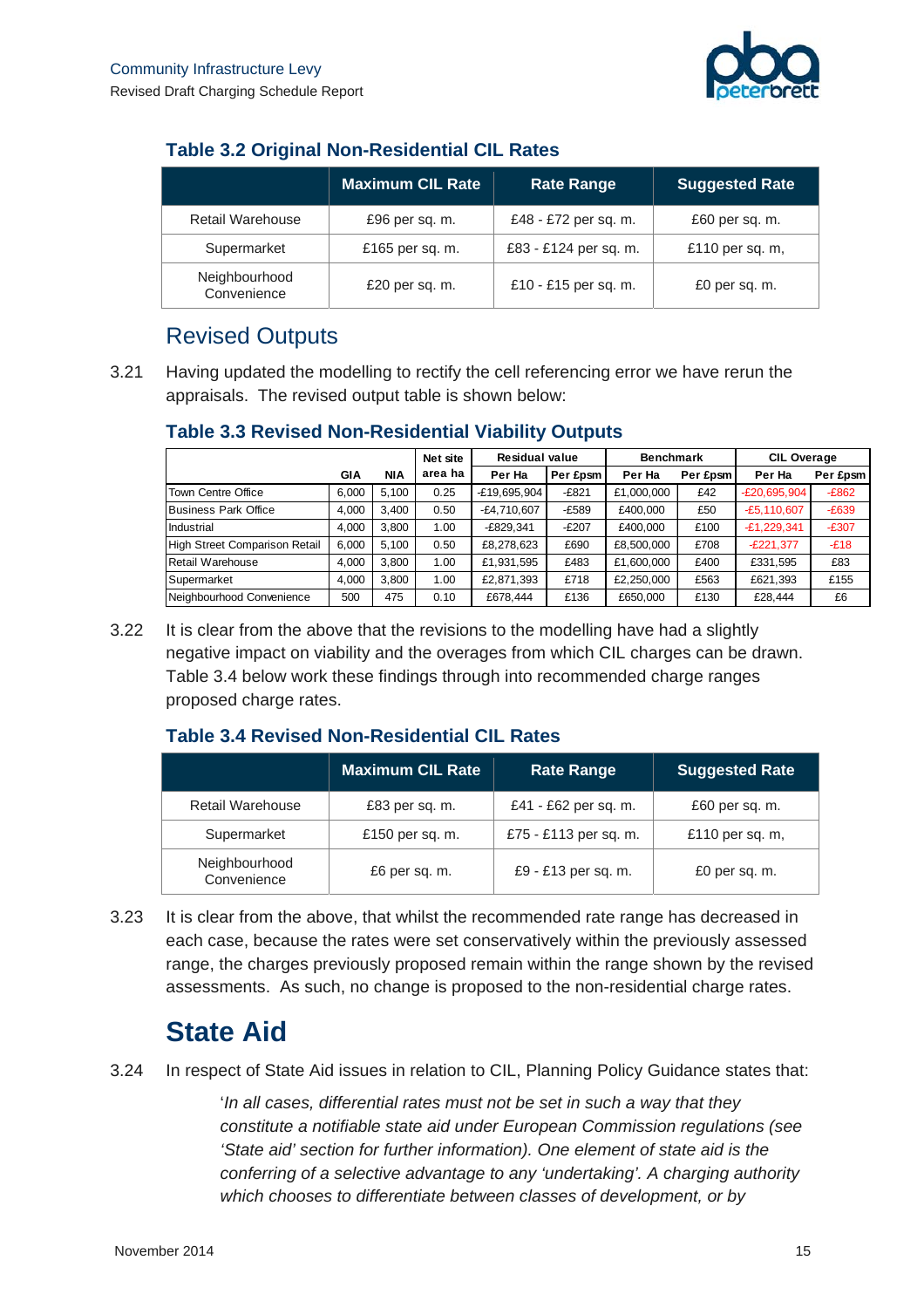### Table 3.2 Original Non-Residential CIL Rates

| | Maximum CIL Rate | Rate Range | Suggested Rate |
|---|---|---|---|
| Retail Warehouse | £96 per sq. m. | £48 - £72 per sq. m. | £60 per sq. m. |
| Supermarket | £165 per sq. m. | £83 - £124 per sq. m. | £110 per sq. m, |
| Neighbourhood Convenience | £20 per sq. m. | £10 - £15 per sq. m. | £0 per sq. m. |

## Revised Outputs

3.21 Having updated the modelling to rectify the cell referencing error we have rerun the appraisals. The revised output table is shown below:

### Table 3.3 Revised Non-Residential Viability Outputs

| | GIA | NIA | Net site area ha | Residual value | | Benchmark | | CIL Overage | |
|---|---|---|---|---|---|---|---|---|---|
| | | | | Per Ha | Per £psm | Per Ha | Per £psm | Per Ha | Per £psm |
| Town Centre Office | 6,000 | 5,100 | 0.25 | -£19,695,904 | -£821 | £1,000,000 | £42 | -£20,695,904 | -£862 |
| Business Park Office | 4,000 | 3,400 | 0.50 | -£4,710,607 | -£589 | £400,000 | £50 | -£5,110,607 | -£639 |
| Industrial | 4,000 | 3,800 | 1.00 | -£829,341 | -£207 | £400,000 | £100 | -£1,229,341 | -£307 |
| High Street Comparison Retail | 6,000 | 5,100 | 0.50 | £8,278,623 | £690 | £8,500,000 | £708 | -£221,377 | -£18 |
| Retail Warehouse | 4,000 | 3,800 | 1.00 | £1,931,595 | £483 | £1,600,000 | £400 | £331,595 | £83 |
| Supermarket | 4,000 | 3,800 | 1.00 | £2,871,393 | £718 | £2,250,000 | £563 | £621,393 | £155 |
| Neighbourhood Convenience | 500 | 475 | 0.10 | £678,444 | £136 | £650,000 | £130 | £28,444 | £6 |

3.22 It is clear from the above that the revisions to the modelling have had a slightly negative impact on viability and the overages from which CIL charges can be drawn. Table 3.4 below work these findings through into recommended charge ranges proposed charge rates.

### Table 3.4 Revised Non-Residential CIL Rates

| | Maximum CIL Rate | Rate Range | Suggested Rate |
|---|---|---|---|
| Retail Warehouse | £83 per sq. m. | £41 - £62 per sq. m. | £60 per sq. m. |
| Supermarket | £150 per sq. m. | £75 - £113 per sq. m. | £110 per sq. m, |
| Neighbourhood Convenience | £6 per sq. m. | £9 - £13 per sq. m. | £0 per sq. m. |

3.23 It is clear from the above, that whilst the recommended rate range has decreased in each case, because the rates were set conservatively within the previously assessed range, the charges previously proposed remain within the range shown by the revised assessments. As such, no change is proposed to the non-residential charge rates.

# State Aid

3.24 In respect of State Aid issues in relation to CIL, Planning Policy Guidance states that:

> '*In all cases, differential rates must not be set in such a way that they constitute a notifiable state aid under European Commission regulations (see 'State aid' section for further information). One element of state aid is the conferring of a selective advantage to any 'undertaking'. A charging authority which chooses to differentiate between classes of development, or by*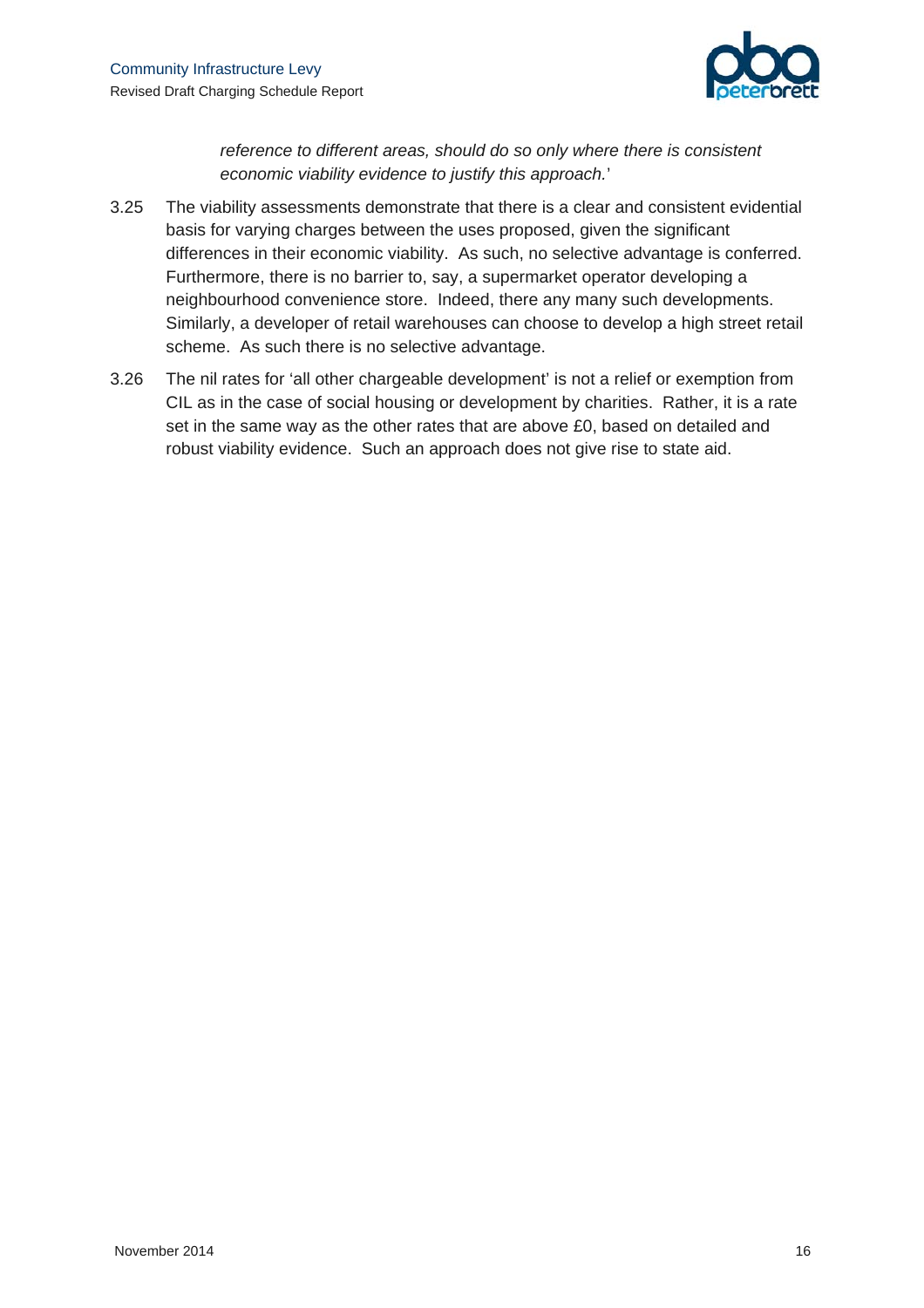*reference to different areas, should do so only where there is consistent economic viability evidence to justify this approach.*'

3.25 The viability assessments demonstrate that there is a clear and consistent evidential basis for varying charges between the uses proposed, given the significant differences in their economic viability. As such, no selective advantage is conferred. Furthermore, there is no barrier to, say, a supermarket operator developing a neighbourhood convenience store. Indeed, there any many such developments. Similarly, a developer of retail warehouses can choose to develop a high street retail scheme. As such there is no selective advantage.

3.26 The nil rates for 'all other chargeable development' is not a relief or exemption from CIL as in the case of social housing or development by charities. Rather, it is a rate set in the same way as the other rates that are above £0, based on detailed and robust viability evidence. Such an approach does not give rise to state aid.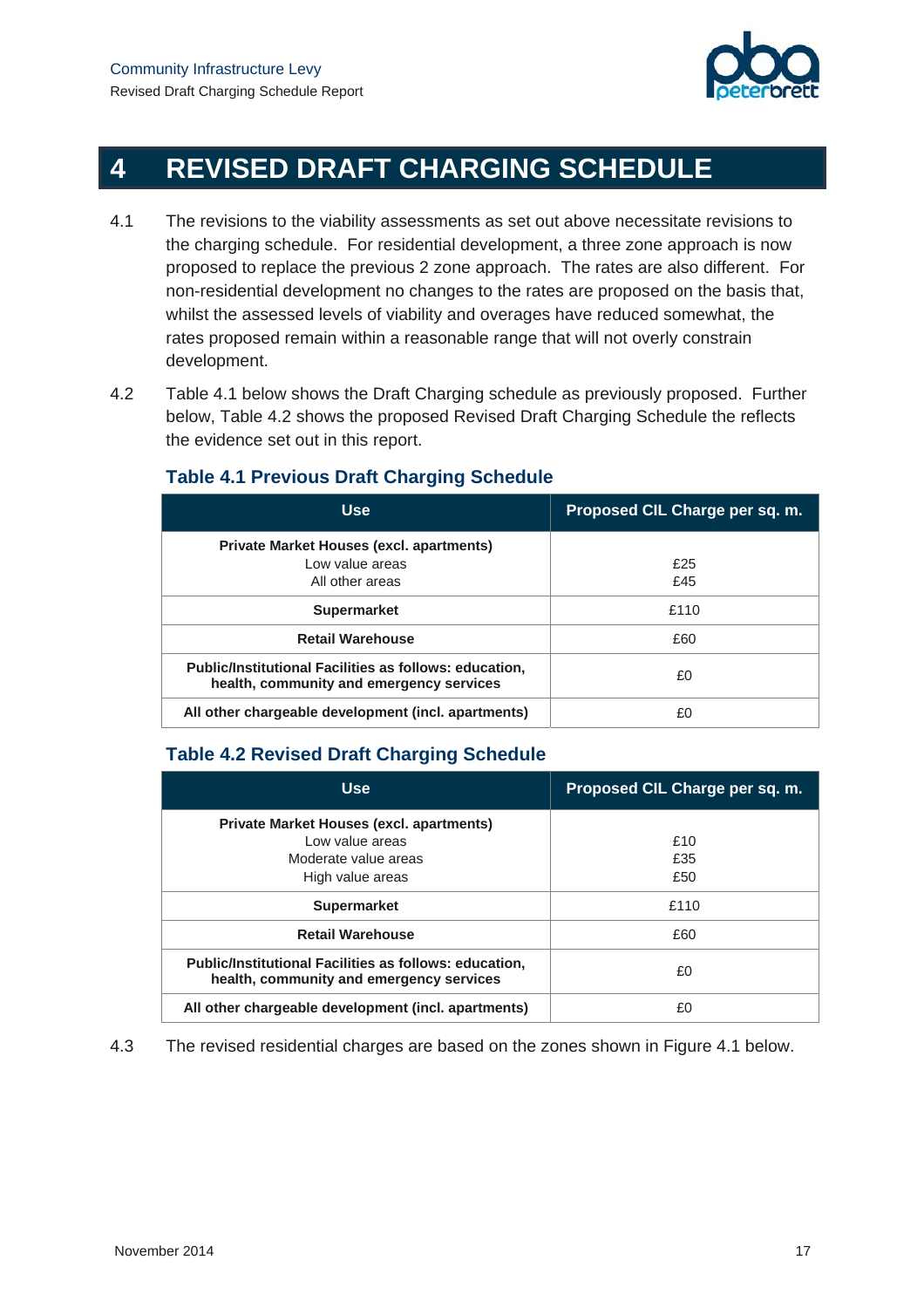# 4 REVISED DRAFT CHARGING SCHEDULE

4.1 The revisions to the viability assessments as set out above necessitate revisions to the charging schedule. For residential development, a three zone approach is now proposed to replace the previous 2 zone approach. The rates are also different. For non-residential development no changes to the rates are proposed on the basis that, whilst the assessed levels of viability and overages have reduced somewhat, the rates proposed remain within a reasonable range that will not overly constrain development.

4.2 Table 4.1 below shows the Draft Charging schedule as previously proposed. Further below, Table 4.2 shows the proposed Revised Draft Charging Schedule the reflects the evidence set out in this report.

### Table 4.1 Previous Draft Charging Schedule

| Use | Proposed CIL Charge per sq. m. |
|---|---|
| **Private Market Houses (excl. apartments)**<br>Low value areas<br>All other areas | <br>£25<br>£45 |
| **Supermarket** | £110 |
| **Retail Warehouse** | £60 |
| **Public/Institutional Facilities as follows: education, health, community and emergency services** | £0 |
| **All other chargeable development (incl. apartments)** | £0 |

### Table 4.2 Revised Draft Charging Schedule

| Use | Proposed CIL Charge per sq. m. |
|---|---|
| **Private Market Houses (excl. apartments)**<br>Low value areas<br>Moderate value areas<br>High value areas | <br>£10<br>£35<br>£50 |
| **Supermarket** | £110 |
| **Retail Warehouse** | £60 |
| **Public/Institutional Facilities as follows: education, health, community and emergency services** | £0 |
| **All other chargeable development (incl. apartments)** | £0 |

4.3 The revised residential charges are based on the zones shown in Figure 4.1 below.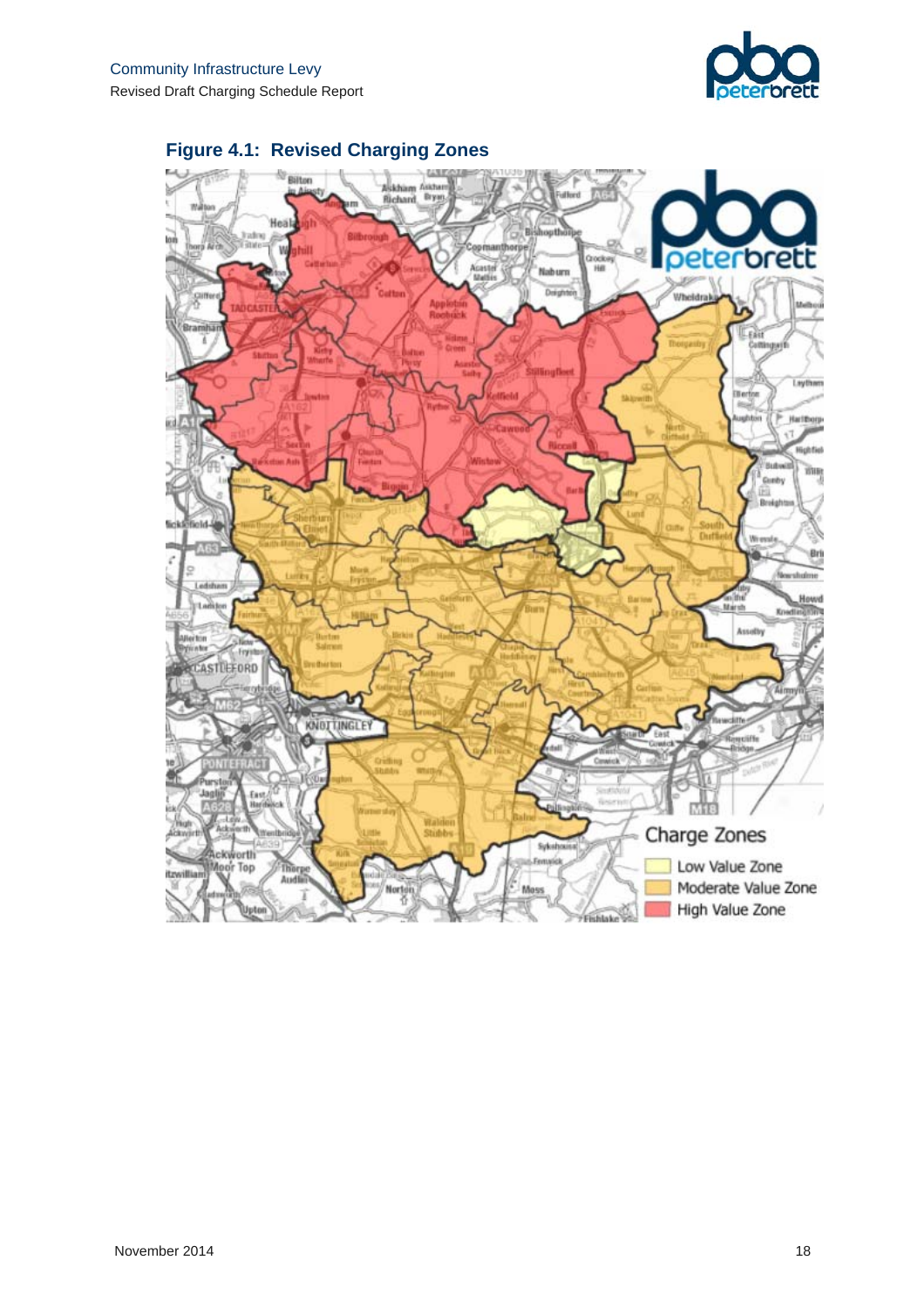**Figure 4.1: Revised Charging Zones**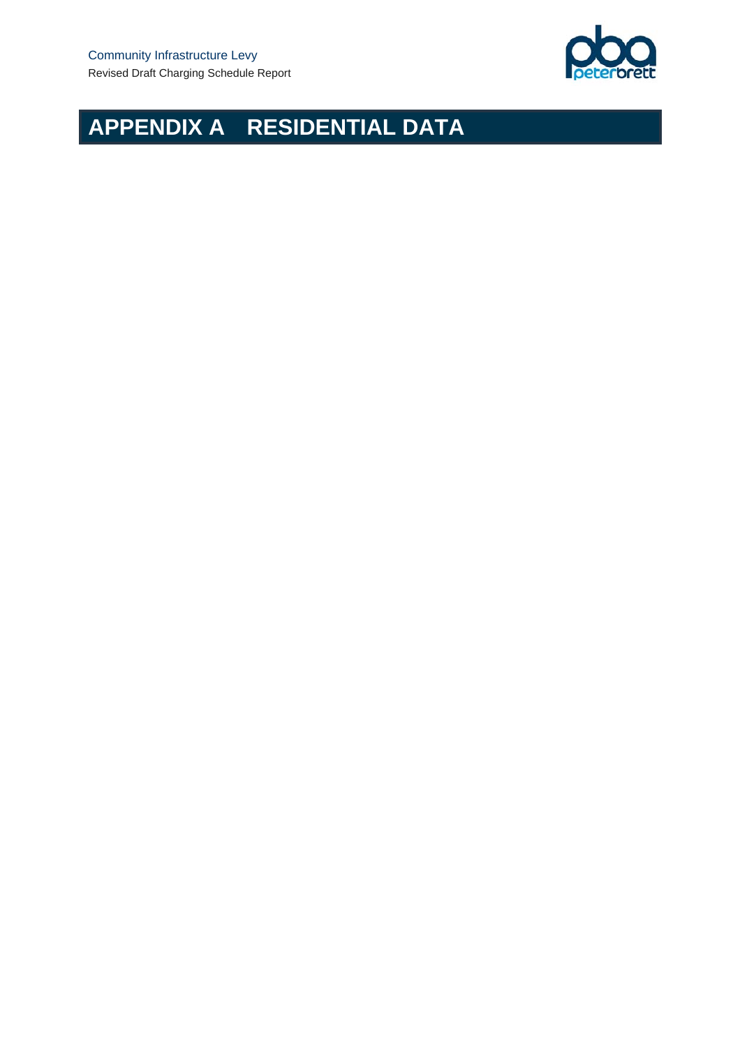# APPENDIX A RESIDENTIAL DATA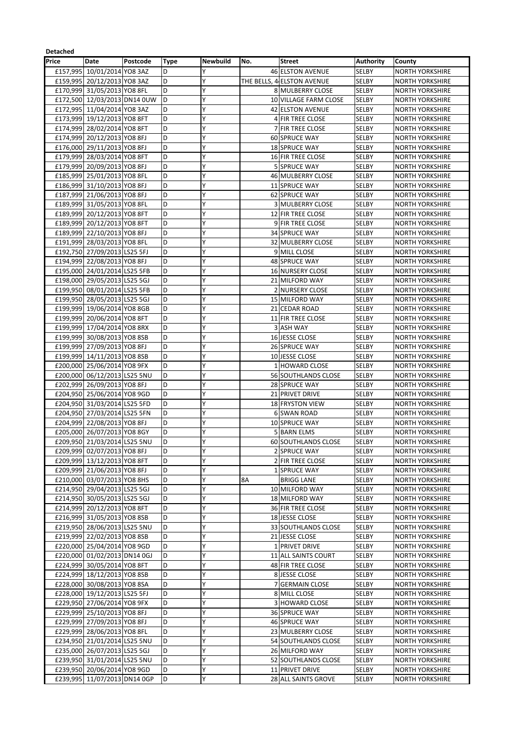**Detached**

| Price | Date | Postcode | Type | Newbuild | No. | Street | Authority | County |
|---|---|---|---|---|---|---|---|---|
| £157,995 | 10/01/2014 | YO8 3AZ | D | Y | 46 | ELSTON AVENUE | SELBY | NORTH YORKSHIRE |
| £159,995 | 20/12/2013 | YO8 3AZ | D | Y | THE BELLS, 4 | ELSTON AVENUE | SELBY | NORTH YORKSHIRE |
| £170,999 | 31/05/2013 | YO8 8FL | D | Y | 8 | MULBERRY CLOSE | SELBY | NORTH YORKSHIRE |
| £172,500 | 12/03/2013 | DN14 0UW | D | Y | 10 | VILLAGE FARM CLOSE | SELBY | NORTH YORKSHIRE |
| £172,995 | 11/04/2014 | YO8 3AZ | D | Y | 42 | ELSTON AVENUE | SELBY | NORTH YORKSHIRE |
| £173,999 | 19/12/2013 | YO8 8FT | D | Y | 4 | FIR TREE CLOSE | SELBY | NORTH YORKSHIRE |
| £174,999 | 28/02/2014 | YO8 8FT | D | Y | 7 | FIR TREE CLOSE | SELBY | NORTH YORKSHIRE |
| £174,999 | 20/12/2013 | YO8 8FJ | D | Y | 60 | SPRUCE WAY | SELBY | NORTH YORKSHIRE |
| £176,000 | 29/11/2013 | YO8 8FJ | D | Y | 18 | SPRUCE WAY | SELBY | NORTH YORKSHIRE |
| £179,999 | 28/03/2014 | YO8 8FT | D | Y | 16 | FIR TREE CLOSE | SELBY | NORTH YORKSHIRE |
| £179,999 | 20/09/2013 | YO8 8FJ | D | Y | 5 | SPRUCE WAY | SELBY | NORTH YORKSHIRE |
| £185,999 | 25/01/2013 | YO8 8FL | D | Y | 46 | MULBERRY CLOSE | SELBY | NORTH YORKSHIRE |
| £186,999 | 31/10/2013 | YO8 8FJ | D | Y | 11 | SPRUCE WAY | SELBY | NORTH YORKSHIRE |
| £187,999 | 21/06/2013 | YO8 8FJ | D | Y | 62 | SPRUCE WAY | SELBY | NORTH YORKSHIRE |
| £189,999 | 31/05/2013 | YO8 8FL | D | Y | 3 | MULBERRY CLOSE | SELBY | NORTH YORKSHIRE |
| £189,999 | 20/12/2013 | YO8 8FT | D | Y | 12 | FIR TREE CLOSE | SELBY | NORTH YORKSHIRE |
| £189,999 | 20/12/2013 | YO8 8FT | D | Y | 9 | FIR TREE CLOSE | SELBY | NORTH YORKSHIRE |
| £189,999 | 22/10/2013 | YO8 8FJ | D | Y | 34 | SPRUCE WAY | SELBY | NORTH YORKSHIRE |
| £191,999 | 28/03/2013 | YO8 8FL | D | Y | 32 | MULBERRY CLOSE | SELBY | NORTH YORKSHIRE |
| £192,750 | 27/09/2013 | LS25 5FJ | D | Y | 9 | MILL CLOSE | SELBY | NORTH YORKSHIRE |
| £194,999 | 22/08/2013 | YO8 8FJ | D | Y | 48 | SPRUCE WAY | SELBY | NORTH YORKSHIRE |
| £195,000 | 24/01/2014 | LS25 5FB | D | Y | 16 | NURSERY CLOSE | SELBY | NORTH YORKSHIRE |
| £198,000 | 29/05/2013 | LS25 5GJ | D | Y | 21 | MILFORD WAY | SELBY | NORTH YORKSHIRE |
| £199,950 | 08/01/2014 | LS25 5FB | D | Y | 2 | NURSERY CLOSE | SELBY | NORTH YORKSHIRE |
| £199,950 | 28/05/2013 | LS25 5GJ | D | Y | 15 | MILFORD WAY | SELBY | NORTH YORKSHIRE |
| £199,999 | 19/06/2014 | YO8 8GB | D | Y | 21 | CEDAR ROAD | SELBY | NORTH YORKSHIRE |
| £199,999 | 20/06/2014 | YO8 8FT | D | Y | 11 | FIR TREE CLOSE | SELBY | NORTH YORKSHIRE |
| £199,999 | 17/04/2014 | YO8 8RX | D | Y | 3 | ASH WAY | SELBY | NORTH YORKSHIRE |
| £199,999 | 30/08/2013 | YO8 8SB | D | Y | 16 | JESSE CLOSE | SELBY | NORTH YORKSHIRE |
| £199,999 | 27/09/2013 | YO8 8FJ | D | Y | 26 | SPRUCE WAY | SELBY | NORTH YORKSHIRE |
| £199,999 | 14/11/2013 | YO8 8SB | D | Y | 10 | JESSE CLOSE | SELBY | NORTH YORKSHIRE |
| £200,000 | 25/06/2014 | YO8 9FX | D | Y | 1 | HOWARD CLOSE | SELBY | NORTH YORKSHIRE |
| £200,000 | 06/12/2013 | LS25 5NU | D | Y | 56 | SOUTHLANDS CLOSE | SELBY | NORTH YORKSHIRE |
| £202,999 | 26/09/2013 | YO8 8FJ | D | Y | 28 | SPRUCE WAY | SELBY | NORTH YORKSHIRE |
| £204,950 | 25/06/2014 | YO8 9GD | D | Y | 21 | PRIVET DRIVE | SELBY | NORTH YORKSHIRE |
| £204,950 | 31/03/2014 | LS25 5FD | D | Y | 18 | FRYSTON VIEW | SELBY | NORTH YORKSHIRE |
| £204,950 | 27/03/2014 | LS25 5FN | D | Y | 6 | SWAN ROAD | SELBY | NORTH YORKSHIRE |
| £204,999 | 22/08/2013 | YO8 8FJ | D | Y | 10 | SPRUCE WAY | SELBY | NORTH YORKSHIRE |
| £205,000 | 26/07/2013 | YO8 8GY | D | Y | 5 | BARN ELMS | SELBY | NORTH YORKSHIRE |
| £209,950 | 21/03/2014 | LS25 5NU | D | Y | 60 | SOUTHLANDS CLOSE | SELBY | NORTH YORKSHIRE |
| £209,999 | 02/07/2013 | YO8 8FJ | D | Y | 2 | SPRUCE WAY | SELBY | NORTH YORKSHIRE |
| £209,999 | 13/12/2013 | YO8 8FT | D | Y | 2 | FIR TREE CLOSE | SELBY | NORTH YORKSHIRE |
| £209,999 | 21/06/2013 | YO8 8FJ | D | Y | 1 | SPRUCE WAY | SELBY | NORTH YORKSHIRE |
| £210,000 | 03/07/2013 | YO8 8HS | D | Y | 8A | BRIGG LANE | SELBY | NORTH YORKSHIRE |
| £214,950 | 29/04/2013 | LS25 5GJ | D | Y | 10 | MILFORD WAY | SELBY | NORTH YORKSHIRE |
| £214,950 | 30/05/2013 | LS25 5GJ | D | Y | 18 | MILFORD WAY | SELBY | NORTH YORKSHIRE |
| £214,999 | 20/12/2013 | YO8 8FT | D | Y | 36 | FIR TREE CLOSE | SELBY | NORTH YORKSHIRE |
| £216,999 | 31/05/2013 | YO8 8SB | D | Y | 18 | JESSE CLOSE | SELBY | NORTH YORKSHIRE |
| £219,950 | 28/06/2013 | LS25 5NU | D | Y | 33 | SOUTHLANDS CLOSE | SELBY | NORTH YORKSHIRE |
| £219,999 | 22/02/2013 | YO8 8SB | D | Y | 21 | JESSE CLOSE | SELBY | NORTH YORKSHIRE |
| £220,000 | 25/04/2014 | YO8 9GD | D | Y | 1 | PRIVET DRIVE | SELBY | NORTH YORKSHIRE |
| £220,000 | 01/02/2013 | DN14 0GJ | D | Y | 11 | ALL SAINTS COURT | SELBY | NORTH YORKSHIRE |
| £224,999 | 30/05/2014 | YO8 8FT | D | Y | 48 | FIR TREE CLOSE | SELBY | NORTH YORKSHIRE |
| £224,999 | 18/12/2013 | YO8 8SB | D | Y | 8 | JESSE CLOSE | SELBY | NORTH YORKSHIRE |
| £228,000 | 30/08/2013 | YO8 8SA | D | Y | 7 | GERMAIN CLOSE | SELBY | NORTH YORKSHIRE |
| £228,000 | 19/12/2013 | LS25 5FJ | D | Y | 8 | MILL CLOSE | SELBY | NORTH YORKSHIRE |
| £229,950 | 27/06/2014 | YO8 9FX | D | Y | 3 | HOWARD CLOSE | SELBY | NORTH YORKSHIRE |
| £229,999 | 25/10/2013 | YO8 8FJ | D | Y | 36 | SPRUCE WAY | SELBY | NORTH YORKSHIRE |
| £229,999 | 27/09/2013 | YO8 8FJ | D | Y | 46 | SPRUCE WAY | SELBY | NORTH YORKSHIRE |
| £229,999 | 28/06/2013 | YO8 8FL | D | Y | 23 | MULBERRY CLOSE | SELBY | NORTH YORKSHIRE |
| £234,950 | 21/01/2014 | LS25 5NU | D | Y | 54 | SOUTHLANDS CLOSE | SELBY | NORTH YORKSHIRE |
| £235,000 | 26/07/2013 | LS25 5GJ | D | Y | 26 | MILFORD WAY | SELBY | NORTH YORKSHIRE |
| £239,950 | 31/01/2014 | LS25 5NU | D | Y | 52 | SOUTHLANDS CLOSE | SELBY | NORTH YORKSHIRE |
| £239,950 | 20/06/2014 | YO8 9GD | D | Y | 11 | PRIVET DRIVE | SELBY | NORTH YORKSHIRE |
| £239,995 | 11/07/2013 | DN14 0GP | D | Y | 28 | ALL SAINTS GROVE | SELBY | NORTH YORKSHIRE |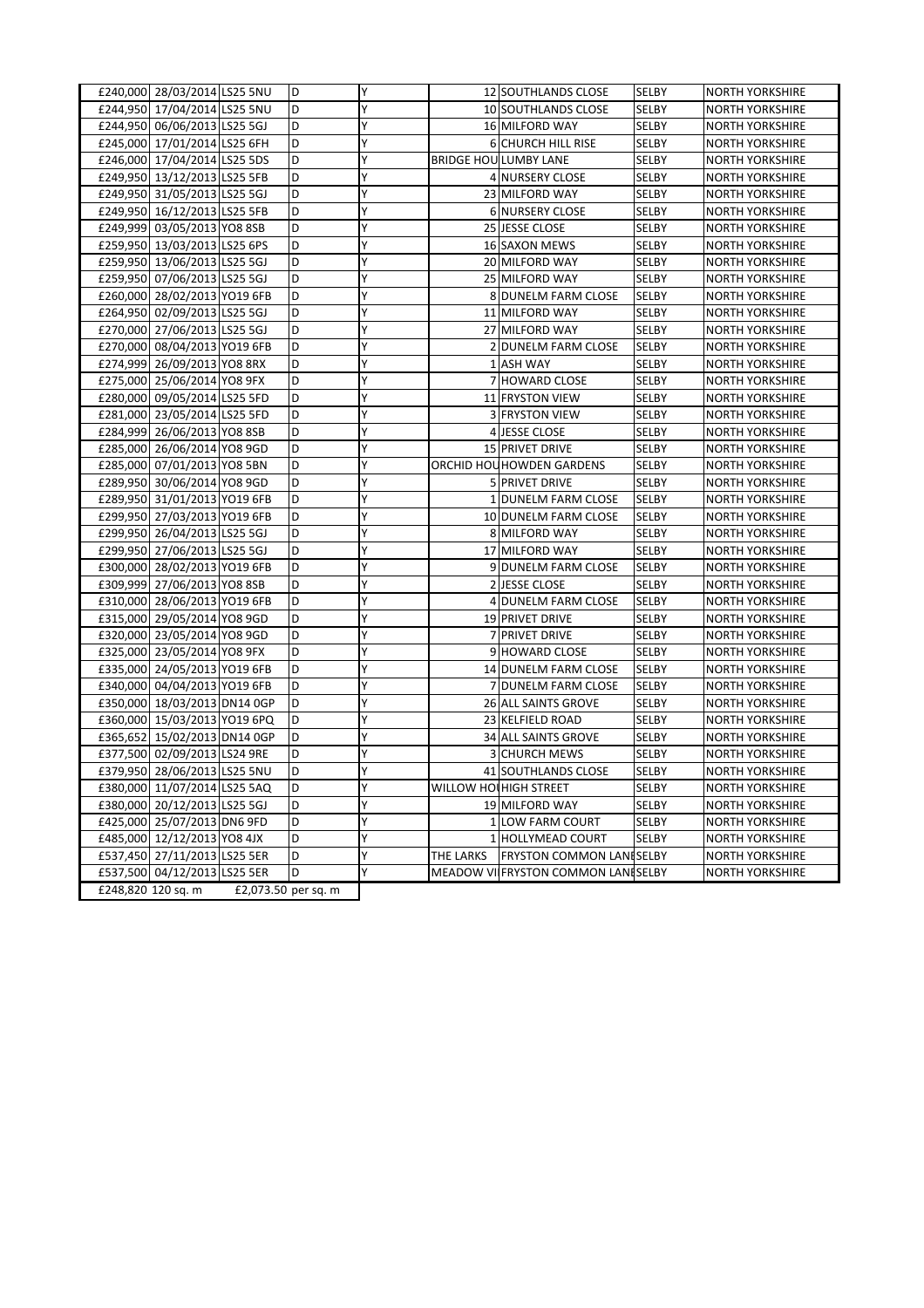| | | | | | | | | | |
|---|---|---|---|---|---|---|---|---|---|
| £240,000 | 28/03/2014 | LS25 5NU | D | Y | | 12 | SOUTHLANDS CLOSE | SELBY | NORTH YORKSHIRE |
| £244,950 | 17/04/2014 | LS25 5NU | D | Y | | 10 | SOUTHLANDS CLOSE | SELBY | NORTH YORKSHIRE |
| £244,950 | 06/06/2013 | LS25 5GJ | D | Y | | 16 | MILFORD WAY | SELBY | NORTH YORKSHIRE |
| £245,000 | 17/01/2014 | LS25 6FH | D | Y | | 6 | CHURCH HILL RISE | SELBY | NORTH YORKSHIRE |
| £246,000 | 17/04/2014 | LS25 5DS | D | Y | | BRIDGE HOU | LUMBY LANE | SELBY | NORTH YORKSHIRE |
| £249,950 | 13/12/2013 | LS25 5FB | D | Y | | 4 | NURSERY CLOSE | SELBY | NORTH YORKSHIRE |
| £249,950 | 31/05/2013 | LS25 5GJ | D | Y | | 23 | MILFORD WAY | SELBY | NORTH YORKSHIRE |
| £249,950 | 16/12/2013 | LS25 5FB | D | Y | | 6 | NURSERY CLOSE | SELBY | NORTH YORKSHIRE |
| £249,999 | 03/05/2013 | YO8 8SB | D | Y | | 25 | JESSE CLOSE | SELBY | NORTH YORKSHIRE |
| £259,950 | 13/03/2013 | LS25 6PS | D | Y | | 16 | SAXON MEWS | SELBY | NORTH YORKSHIRE |
| £259,950 | 13/06/2013 | LS25 5GJ | D | Y | | 20 | MILFORD WAY | SELBY | NORTH YORKSHIRE |
| £259,950 | 07/06/2013 | LS25 5GJ | D | Y | | 25 | MILFORD WAY | SELBY | NORTH YORKSHIRE |
| £260,000 | 28/02/2013 | YO19 6FB | D | Y | | 8 | DUNELM FARM CLOSE | SELBY | NORTH YORKSHIRE |
| £264,950 | 02/09/2013 | LS25 5GJ | D | Y | | 11 | MILFORD WAY | SELBY | NORTH YORKSHIRE |
| £270,000 | 27/06/2013 | LS25 5GJ | D | Y | | 27 | MILFORD WAY | SELBY | NORTH YORKSHIRE |
| £270,000 | 08/04/2013 | YO19 6FB | D | Y | | 2 | DUNELM FARM CLOSE | SELBY | NORTH YORKSHIRE |
| £274,999 | 26/09/2013 | YO8 8RX | D | Y | | 1 | ASH WAY | SELBY | NORTH YORKSHIRE |
| £275,000 | 25/06/2014 | YO8 9FX | D | Y | | 7 | HOWARD CLOSE | SELBY | NORTH YORKSHIRE |
| £280,000 | 09/05/2014 | LS25 5FD | D | Y | | 11 | FRYSTON VIEW | SELBY | NORTH YORKSHIRE |
| £281,000 | 23/05/2014 | LS25 5FD | D | Y | | 3 | FRYSTON VIEW | SELBY | NORTH YORKSHIRE |
| £284,999 | 26/06/2013 | YO8 8SB | D | Y | | 4 | JESSE CLOSE | SELBY | NORTH YORKSHIRE |
| £285,000 | 26/06/2014 | YO8 9GD | D | Y | | 15 | PRIVET DRIVE | SELBY | NORTH YORKSHIRE |
| £285,000 | 07/01/2013 | YO8 5BN | D | Y | | ORCHID HOU | HOWDEN GARDENS | SELBY | NORTH YORKSHIRE |
| £289,950 | 30/06/2014 | YO8 9GD | D | Y | | 5 | PRIVET DRIVE | SELBY | NORTH YORKSHIRE |
| £289,950 | 31/01/2013 | YO19 6FB | D | Y | | 1 | DUNELM FARM CLOSE | SELBY | NORTH YORKSHIRE |
| £299,950 | 27/03/2013 | YO19 6FB | D | Y | | 10 | DUNELM FARM CLOSE | SELBY | NORTH YORKSHIRE |
| £299,950 | 26/04/2013 | LS25 5GJ | D | Y | | 8 | MILFORD WAY | SELBY | NORTH YORKSHIRE |
| £299,950 | 27/06/2013 | LS25 5GJ | D | Y | | 17 | MILFORD WAY | SELBY | NORTH YORKSHIRE |
| £300,000 | 28/02/2013 | YO19 6FB | D | Y | | 9 | DUNELM FARM CLOSE | SELBY | NORTH YORKSHIRE |
| £309,999 | 27/06/2013 | YO8 8SB | D | Y | | 2 | JESSE CLOSE | SELBY | NORTH YORKSHIRE |
| £310,000 | 28/06/2013 | YO19 6FB | D | Y | | 4 | DUNELM FARM CLOSE | SELBY | NORTH YORKSHIRE |
| £315,000 | 29/05/2014 | YO8 9GD | D | Y | | 19 | PRIVET DRIVE | SELBY | NORTH YORKSHIRE |
| £320,000 | 23/05/2014 | YO8 9GD | D | Y | | 7 | PRIVET DRIVE | SELBY | NORTH YORKSHIRE |
| £325,000 | 23/05/2014 | YO8 9FX | D | Y | | 9 | HOWARD CLOSE | SELBY | NORTH YORKSHIRE |
| £335,000 | 24/05/2013 | YO19 6FB | D | Y | | 14 | DUNELM FARM CLOSE | SELBY | NORTH YORKSHIRE |
| £340,000 | 04/04/2013 | YO19 6FB | D | Y | | 7 | DUNELM FARM CLOSE | SELBY | NORTH YORKSHIRE |
| £350,000 | 18/03/2013 | DN14 0GP | D | Y | | 26 | ALL SAINTS GROVE | SELBY | NORTH YORKSHIRE |
| £360,000 | 15/03/2013 | YO19 6PQ | D | Y | | 23 | KELFIELD ROAD | SELBY | NORTH YORKSHIRE |
| £365,652 | 15/02/2013 | DN14 0GP | D | Y | | 34 | ALL SAINTS GROVE | SELBY | NORTH YORKSHIRE |
| £377,500 | 02/09/2013 | LS24 9RE | D | Y | | 3 | CHURCH MEWS | SELBY | NORTH YORKSHIRE |
| £379,950 | 28/06/2013 | LS25 5NU | D | Y | | 41 | SOUTHLANDS CLOSE | SELBY | NORTH YORKSHIRE |
| £380,000 | 11/07/2014 | LS25 5AQ | D | Y | | WILLOW HOU | HIGH STREET | SELBY | NORTH YORKSHIRE |
| £380,000 | 20/12/2013 | LS25 5GJ | D | Y | | 19 | MILFORD WAY | SELBY | NORTH YORKSHIRE |
| £425,000 | 25/07/2013 | DN6 9FD | D | Y | | 1 | LOW FARM COURT | SELBY | NORTH YORKSHIRE |
| £485,000 | 12/12/2013 | YO8 4JX | D | Y | | 1 | HOLLYMEAD COURT | SELBY | NORTH YORKSHIRE |
| £537,450 | 27/11/2013 | LS25 5ER | D | Y | THE LARKS | | FRYSTON COMMON LANE | SELBY | NORTH YORKSHIRE |
| £537,500 | 04/12/2013 | LS25 5ER | D | Y | MEADOW VI | | FRYSTON COMMON LANE | SELBY | NORTH YORKSHIRE |
| £248,820 | 120 sq. m | | £2,073.50 per sq. m | | | | | | |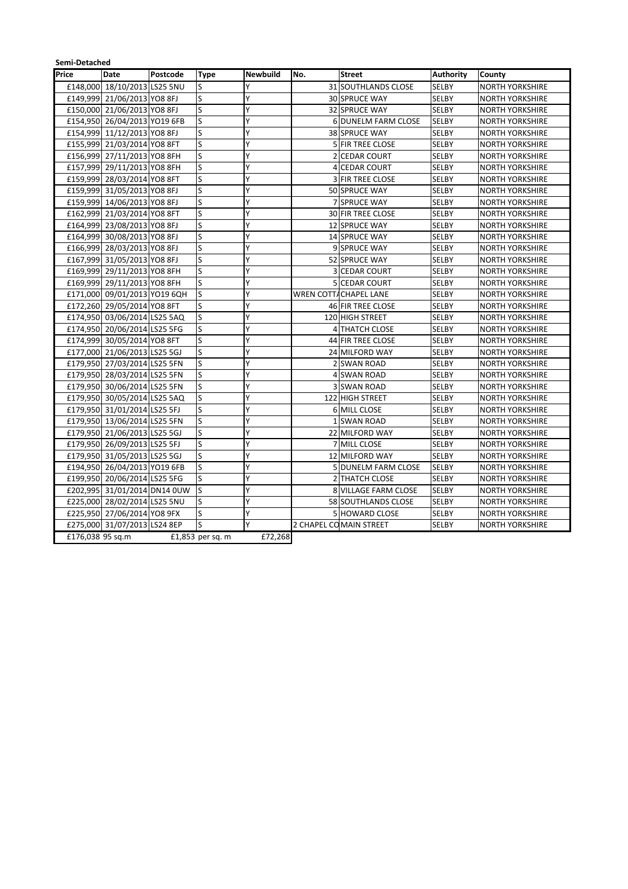**Semi-Detached**

| Price | Date | Postcode | Type | Newbuild | No. | Street | Authority | County |
|---|---|---|---|---|---|---|---|---|
| £148,000 | 18/10/2013 | LS25 5NU | S | Y | 31 | SOUTHLANDS CLOSE | SELBY | NORTH YORKSHIRE |
| £149,999 | 21/06/2013 | YO8 8FJ | S | Y | 30 | SPRUCE WAY | SELBY | NORTH YORKSHIRE |
| £150,000 | 21/06/2013 | YO8 8FJ | S | Y | 32 | SPRUCE WAY | SELBY | NORTH YORKSHIRE |
| £154,950 | 26/04/2013 | YO19 6FB | S | Y | 6 | DUNELM FARM CLOSE | SELBY | NORTH YORKSHIRE |
| £154,999 | 11/12/2013 | YO8 8FJ | S | Y | 38 | SPRUCE WAY | SELBY | NORTH YORKSHIRE |
| £155,999 | 21/03/2014 | YO8 8FT | S | Y | 5 | FIR TREE CLOSE | SELBY | NORTH YORKSHIRE |
| £156,999 | 27/11/2013 | YO8 8FH | S | Y | 2 | CEDAR COURT | SELBY | NORTH YORKSHIRE |
| £157,999 | 29/11/2013 | YO8 8FH | S | Y | 4 | CEDAR COURT | SELBY | NORTH YORKSHIRE |
| £159,999 | 28/03/2014 | YO8 8FT | S | Y | 3 | FIR TREE CLOSE | SELBY | NORTH YORKSHIRE |
| £159,999 | 31/05/2013 | YO8 8FJ | S | Y | 50 | SPRUCE WAY | SELBY | NORTH YORKSHIRE |
| £159,999 | 14/06/2013 | YO8 8FJ | S | Y | 7 | SPRUCE WAY | SELBY | NORTH YORKSHIRE |
| £162,999 | 21/03/2014 | YO8 8FT | S | Y | 30 | FIR TREE CLOSE | SELBY | NORTH YORKSHIRE |
| £164,999 | 23/08/2013 | YO8 8FJ | S | Y | 12 | SPRUCE WAY | SELBY | NORTH YORKSHIRE |
| £164,999 | 30/08/2013 | YO8 8FJ | S | Y | 14 | SPRUCE WAY | SELBY | NORTH YORKSHIRE |
| £166,999 | 28/03/2013 | YO8 8FJ | S | Y | 9 | SPRUCE WAY | SELBY | NORTH YORKSHIRE |
| £167,999 | 31/05/2013 | YO8 8FJ | S | Y | 52 | SPRUCE WAY | SELBY | NORTH YORKSHIRE |
| £169,999 | 29/11/2013 | YO8 8FH | S | Y | 3 | CEDAR COURT | SELBY | NORTH YORKSHIRE |
| £169,999 | 29/11/2013 | YO8 8FH | S | Y | 5 | CEDAR COURT | SELBY | NORTH YORKSHIRE |
| £171,000 | 09/01/2013 | YO19 6QH | S | Y | WREN COTTA | CHAPEL LANE | SELBY | NORTH YORKSHIRE |
| £172,260 | 29/05/2014 | YO8 8FT | S | Y | 46 | FIR TREE CLOSE | SELBY | NORTH YORKSHIRE |
| £174,950 | 03/06/2014 | LS25 5AQ | S | Y | 120 | HIGH STREET | SELBY | NORTH YORKSHIRE |
| £174,950 | 20/06/2014 | LS25 5FG | S | Y | 4 | THATCH CLOSE | SELBY | NORTH YORKSHIRE |
| £174,999 | 30/05/2014 | YO8 8FT | S | Y | 44 | FIR TREE CLOSE | SELBY | NORTH YORKSHIRE |
| £177,000 | 21/06/2013 | LS25 5GJ | S | Y | 24 | MILFORD WAY | SELBY | NORTH YORKSHIRE |
| £179,950 | 27/03/2014 | LS25 5FN | S | Y | 2 | SWAN ROAD | SELBY | NORTH YORKSHIRE |
| £179,950 | 28/03/2014 | LS25 5FN | S | Y | 4 | SWAN ROAD | SELBY | NORTH YORKSHIRE |
| £179,950 | 30/06/2014 | LS25 5FN | S | Y | 3 | SWAN ROAD | SELBY | NORTH YORKSHIRE |
| £179,950 | 30/05/2014 | LS25 5AQ | S | Y | 122 | HIGH STREET | SELBY | NORTH YORKSHIRE |
| £179,950 | 31/01/2014 | LS25 5FJ | S | Y | 6 | MILL CLOSE | SELBY | NORTH YORKSHIRE |
| £179,950 | 13/06/2014 | LS25 5FN | S | Y | 1 | SWAN ROAD | SELBY | NORTH YORKSHIRE |
| £179,950 | 21/06/2013 | LS25 5GJ | S | Y | 22 | MILFORD WAY | SELBY | NORTH YORKSHIRE |
| £179,950 | 26/09/2013 | LS25 5FJ | S | Y | 7 | MILL CLOSE | SELBY | NORTH YORKSHIRE |
| £179,950 | 31/05/2013 | LS25 5GJ | S | Y | 12 | MILFORD WAY | SELBY | NORTH YORKSHIRE |
| £194,950 | 26/04/2013 | YO19 6FB | S | Y | 5 | DUNELM FARM CLOSE | SELBY | NORTH YORKSHIRE |
| £199,950 | 20/06/2014 | LS25 5FG | S | Y | 2 | THATCH CLOSE | SELBY | NORTH YORKSHIRE |
| £202,995 | 31/01/2014 | DN14 0UW | S | Y | 8 | VILLAGE FARM CLOSE | SELBY | NORTH YORKSHIRE |
| £225,000 | 28/02/2014 | LS25 5NU | S | Y | 58 | SOUTHLANDS CLOSE | SELBY | NORTH YORKSHIRE |
| £225,950 | 27/06/2014 | YO8 9FX | S | Y | 5 | HOWARD CLOSE | SELBY | NORTH YORKSHIRE |
| £275,000 | 31/07/2013 | LS24 8EP | S | Y | 2 CHAPEL CO | MAIN STREET | SELBY | NORTH YORKSHIRE |
| £176,038 | 95 sq.m | | £1,853 per sq. m | £72,268 | | | | |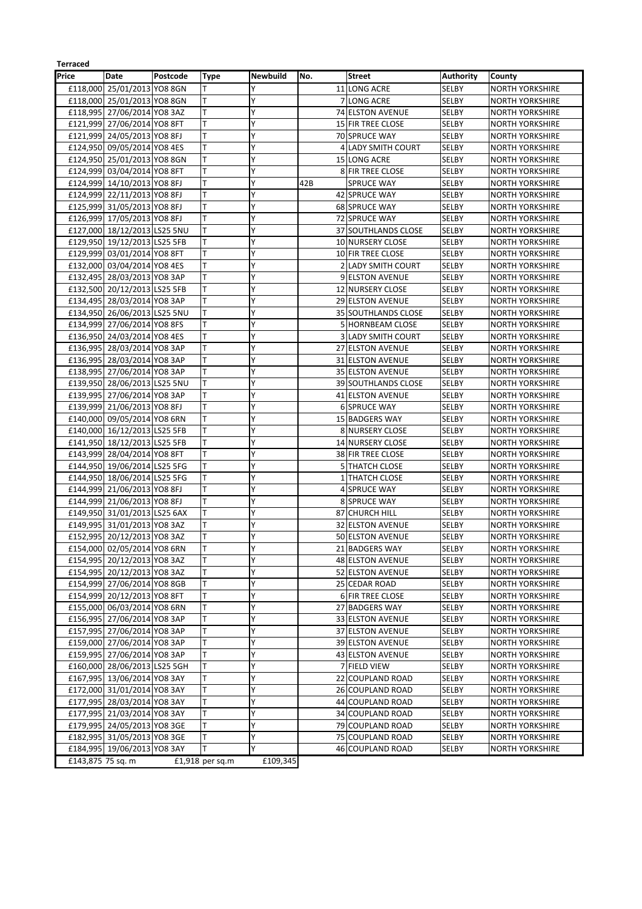**Terraced**

| Price | Date | Postcode | Type | Newbuild | No. | Street | Authority | County |
|---|---|---|---|---|---|---|---|---|
| £118,000 | 25/01/2013 | YO8 8GN | T | Y | 11 | LONG ACRE | SELBY | NORTH YORKSHIRE |
| £118,000 | 25/01/2013 | YO8 8GN | T | Y | 7 | LONG ACRE | SELBY | NORTH YORKSHIRE |
| £118,995 | 27/06/2014 | YO8 3AZ | T | Y | 74 | ELSTON AVENUE | SELBY | NORTH YORKSHIRE |
| £121,999 | 27/06/2014 | YO8 8FT | T | Y | 15 | FIR TREE CLOSE | SELBY | NORTH YORKSHIRE |
| £121,999 | 24/05/2013 | YO8 8FJ | T | Y | 70 | SPRUCE WAY | SELBY | NORTH YORKSHIRE |
| £124,950 | 09/05/2014 | YO8 4ES | T | Y | 4 | LADY SMITH COURT | SELBY | NORTH YORKSHIRE |
| £124,950 | 25/01/2013 | YO8 8GN | T | Y | 15 | LONG ACRE | SELBY | NORTH YORKSHIRE |
| £124,999 | 03/04/2014 | YO8 8FT | T | Y | 8 | FIR TREE CLOSE | SELBY | NORTH YORKSHIRE |
| £124,999 | 14/10/2013 | YO8 8FJ | T | Y | 42B | SPRUCE WAY | SELBY | NORTH YORKSHIRE |
| £124,999 | 22/11/2013 | YO8 8FJ | T | Y | 42 | SPRUCE WAY | SELBY | NORTH YORKSHIRE |
| £125,999 | 31/05/2013 | YO8 8FJ | T | Y | 68 | SPRUCE WAY | SELBY | NORTH YORKSHIRE |
| £126,999 | 17/05/2013 | YO8 8FJ | T | Y | 72 | SPRUCE WAY | SELBY | NORTH YORKSHIRE |
| £127,000 | 18/12/2013 | LS25 5NU | T | Y | 37 | SOUTHLANDS CLOSE | SELBY | NORTH YORKSHIRE |
| £129,950 | 19/12/2013 | LS25 5FB | T | Y | 10 | NURSERY CLOSE | SELBY | NORTH YORKSHIRE |
| £129,999 | 03/01/2014 | YO8 8FT | T | Y | 10 | FIR TREE CLOSE | SELBY | NORTH YORKSHIRE |
| £132,000 | 03/04/2014 | YO8 4ES | T | Y | 2 | LADY SMITH COURT | SELBY | NORTH YORKSHIRE |
| £132,495 | 28/03/2013 | YO8 3AP | T | Y | 9 | ELSTON AVENUE | SELBY | NORTH YORKSHIRE |
| £132,500 | 20/12/2013 | LS25 5FB | T | Y | 12 | NURSERY CLOSE | SELBY | NORTH YORKSHIRE |
| £134,495 | 28/03/2014 | YO8 3AP | T | Y | 29 | ELSTON AVENUE | SELBY | NORTH YORKSHIRE |
| £134,950 | 26/06/2013 | LS25 5NU | T | Y | 35 | SOUTHLANDS CLOSE | SELBY | NORTH YORKSHIRE |
| £134,999 | 27/06/2014 | YO8 8FS | T | Y | 5 | HORNBEAM CLOSE | SELBY | NORTH YORKSHIRE |
| £136,950 | 24/03/2014 | YO8 4ES | T | Y | 3 | LADY SMITH COURT | SELBY | NORTH YORKSHIRE |
| £136,995 | 28/03/2014 | YO8 3AP | T | Y | 27 | ELSTON AVENUE | SELBY | NORTH YORKSHIRE |
| £136,995 | 28/03/2014 | YO8 3AP | T | Y | 31 | ELSTON AVENUE | SELBY | NORTH YORKSHIRE |
| £138,995 | 27/06/2014 | YO8 3AP | T | Y | 35 | ELSTON AVENUE | SELBY | NORTH YORKSHIRE |
| £139,950 | 28/06/2013 | LS25 5NU | T | Y | 39 | SOUTHLANDS CLOSE | SELBY | NORTH YORKSHIRE |
| £139,995 | 27/06/2014 | YO8 3AP | T | Y | 41 | ELSTON AVENUE | SELBY | NORTH YORKSHIRE |
| £139,999 | 21/06/2013 | YO8 8FJ | T | Y | 6 | SPRUCE WAY | SELBY | NORTH YORKSHIRE |
| £140,000 | 09/05/2014 | YO8 6RN | T | Y | 15 | BADGERS WAY | SELBY | NORTH YORKSHIRE |
| £140,000 | 16/12/2013 | LS25 5FB | T | Y | 8 | NURSERY CLOSE | SELBY | NORTH YORKSHIRE |
| £141,950 | 18/12/2013 | LS25 5FB | T | Y | 14 | NURSERY CLOSE | SELBY | NORTH YORKSHIRE |
| £143,999 | 28/04/2014 | YO8 8FT | T | Y | 38 | FIR TREE CLOSE | SELBY | NORTH YORKSHIRE |
| £144,950 | 19/06/2014 | LS25 5FG | T | Y | 5 | THATCH CLOSE | SELBY | NORTH YORKSHIRE |
| £144,950 | 18/06/2014 | LS25 5FG | T | Y | 1 | THATCH CLOSE | SELBY | NORTH YORKSHIRE |
| £144,999 | 21/06/2013 | YO8 8FJ | T | Y | 4 | SPRUCE WAY | SELBY | NORTH YORKSHIRE |
| £144,999 | 21/06/2013 | YO8 8FJ | T | Y | 8 | SPRUCE WAY | SELBY | NORTH YORKSHIRE |
| £149,950 | 31/01/2013 | LS25 6AX | T | Y | 87 | CHURCH HILL | SELBY | NORTH YORKSHIRE |
| £149,995 | 31/01/2013 | YO8 3AZ | T | Y | 32 | ELSTON AVENUE | SELBY | NORTH YORKSHIRE |
| £152,995 | 20/12/2013 | YO8 3AZ | T | Y | 50 | ELSTON AVENUE | SELBY | NORTH YORKSHIRE |
| £154,000 | 02/05/2014 | YO8 6RN | T | Y | 21 | BADGERS WAY | SELBY | NORTH YORKSHIRE |
| £154,995 | 20/12/2013 | YO8 3AZ | T | Y | 48 | ELSTON AVENUE | SELBY | NORTH YORKSHIRE |
| £154,995 | 20/12/2013 | YO8 3AZ | T | Y | 52 | ELSTON AVENUE | SELBY | NORTH YORKSHIRE |
| £154,999 | 27/06/2014 | YO8 8GB | T | Y | 25 | CEDAR ROAD | SELBY | NORTH YORKSHIRE |
| £154,999 | 20/12/2013 | YO8 8FT | T | Y | 6 | FIR TREE CLOSE | SELBY | NORTH YORKSHIRE |
| £155,000 | 06/03/2014 | YO8 6RN | T | Y | 27 | BADGERS WAY | SELBY | NORTH YORKSHIRE |
| £156,995 | 27/06/2014 | YO8 3AP | T | Y | 33 | ELSTON AVENUE | SELBY | NORTH YORKSHIRE |
| £157,995 | 27/06/2014 | YO8 3AP | T | Y | 37 | ELSTON AVENUE | SELBY | NORTH YORKSHIRE |
| £159,000 | 27/06/2014 | YO8 3AP | T | Y | 39 | ELSTON AVENUE | SELBY | NORTH YORKSHIRE |
| £159,995 | 27/06/2014 | YO8 3AP | T | Y | 43 | ELSTON AVENUE | SELBY | NORTH YORKSHIRE |
| £160,000 | 28/06/2013 | LS25 5GH | T | Y | 7 | FIELD VIEW | SELBY | NORTH YORKSHIRE |
| £167,995 | 13/06/2014 | YO8 3AY | T | Y | 22 | COUPLAND ROAD | SELBY | NORTH YORKSHIRE |
| £172,000 | 31/01/2014 | YO8 3AY | T | Y | 26 | COUPLAND ROAD | SELBY | NORTH YORKSHIRE |
| £177,995 | 28/03/2014 | YO8 3AY | T | Y | 44 | COUPLAND ROAD | SELBY | NORTH YORKSHIRE |
| £177,995 | 21/03/2014 | YO8 3AY | T | Y | 34 | COUPLAND ROAD | SELBY | NORTH YORKSHIRE |
| £179,995 | 24/05/2013 | YO8 3GE | T | Y | 79 | COUPLAND ROAD | SELBY | NORTH YORKSHIRE |
| £182,995 | 31/05/2013 | YO8 3GE | T | Y | 75 | COUPLAND ROAD | SELBY | NORTH YORKSHIRE |
| £184,995 | 19/06/2013 | YO8 3AY | T | Y | 46 | COUPLAND ROAD | SELBY | NORTH YORKSHIRE |
| £143,875 | 75 sq. m | £1,918 per sq.m | | £109,345 | | | | |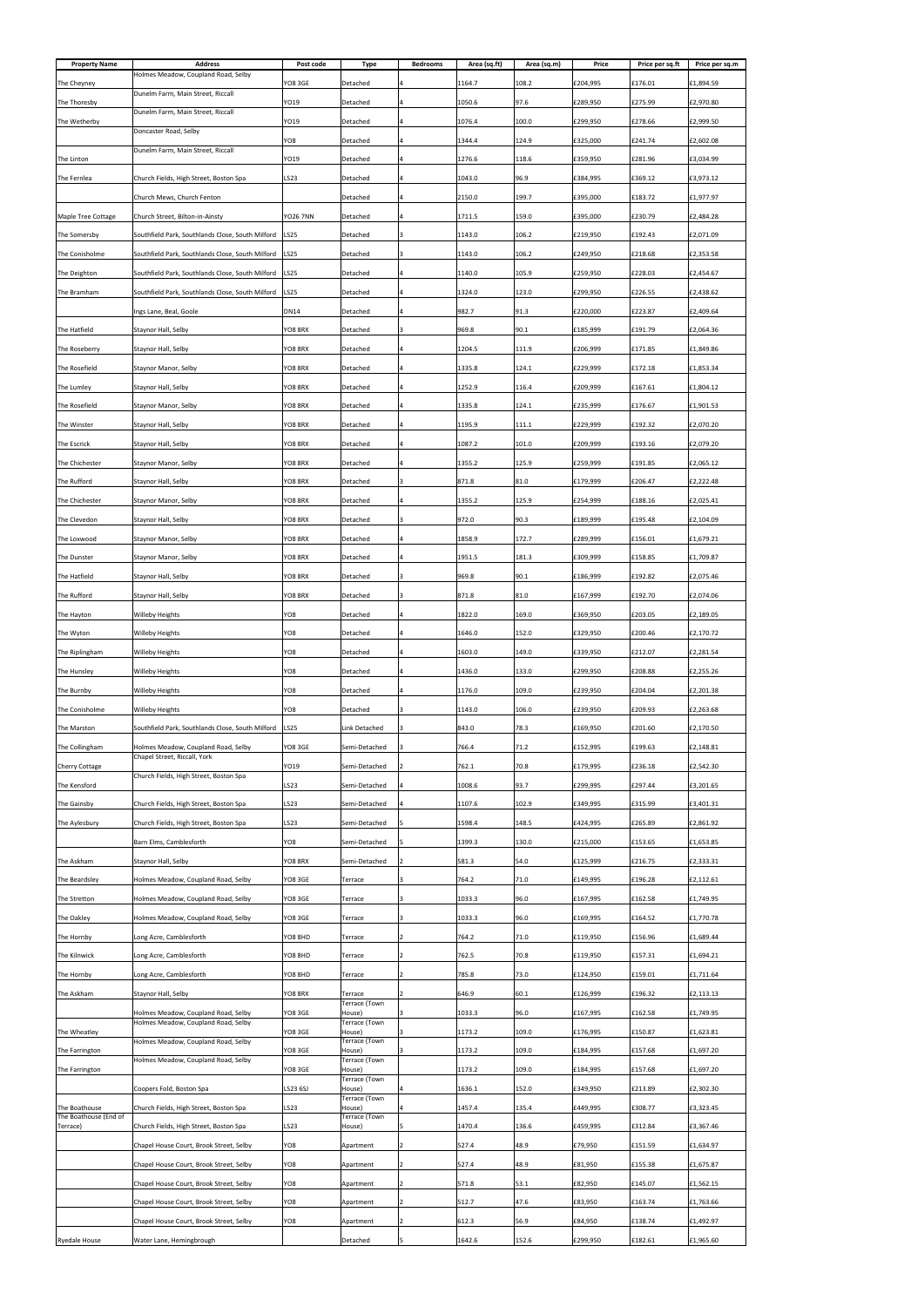| Property Name | Address | Post code | Type | Bedrooms | Area (sq.ft) | Area (sq.m) | Price | Price per sq.ft | Price per sq.m |
|---|---|---|---|---|---|---|---|---|---|
| The Cheyney | Holmes Meadow, Coupland Road, Selby | YO8 3GE | Detached | 4 | 1164.7 | 108.2 | £204,995 | £176.01 | £1,894.59 |
| The Thoresby | Dunelm Farm, Main Street, Riccall | YO19 | Detached | 4 | 1050.6 | 97.6 | £289,950 | £275.99 | £2,970.80 |
| The Wetherby | Dunelm Farm, Main Street, Riccall | YO19 | Detached | 4 | 1076.4 | 100.0 | £299,950 | £278.66 | £2,999.50 |
| | Doncaster Road, Selby | YO8 | Detached | 4 | 1344.4 | 124.9 | £325,000 | £241.74 | £2,602.08 |
| The Linton | Dunelm Farm, Main Street, Riccall | YO19 | Detached | 4 | 1276.6 | 118.6 | £359,950 | £281.96 | £3,034.99 |
| The Fernlea | Church Fields, High Street, Boston Spa | LS23 | Detached | 4 | 1043.0 | 96.9 | £384,995 | £369.12 | £3,973.12 |
| | Church Mews, Church Fenton | | Detached | 4 | 2150.0 | 199.7 | £395,000 | £183.72 | £1,977.97 |
| Maple Tree Cottage | Church Street, Bilton-in-Ainsty | YO26 7NN | Detached | 4 | 1711.5 | 159.0 | £395,000 | £230.79 | £2,484.28 |
| The Somersby | Southfield Park, Southlands Close, South Milford | LS25 | Detached | 3 | 1143.0 | 106.2 | £219,950 | £192.43 | £2,071.09 |
| The Conisholme | Southfield Park, Southlands Close, South Milford | LS25 | Detached | 3 | 1143.0 | 106.2 | £249,950 | £218.68 | £2,353.58 |
| The Deighton | Southfield Park, Southlands Close, South Milford | LS25 | Detached | 4 | 1140.0 | 105.9 | £259,950 | £228.03 | £2,454.67 |
| The Bramham | Southfield Park, Southlands Close, South Milford | LS25 | Detached | 4 | 1324.0 | 123.0 | £299,950 | £226.55 | £2,438.62 |
| | Ings Lane, Beal, Goole | DN14 | Detached | 4 | 982.7 | 91.3 | £220,000 | £223.87 | £2,409.64 |
| The Hatfield | Staynor Hall, Selby | YO8 8RX | Detached | 3 | 969.8 | 90.1 | £185,999 | £191.79 | £2,064.36 |
| The Roseberry | Staynor Hall, Selby | YO8 8RX | Detached | 4 | 1204.5 | 111.9 | £206,999 | £171.85 | £1,849.86 |
| The Rosefield | Staynor Manor, Selby | YO8 8RX | Detached | 4 | 1335.8 | 124.1 | £229,999 | £172.18 | £1,853.34 |
| The Lumley | Staynor Hall, Selby | YO8 8RX | Detached | 4 | 1252.9 | 116.4 | £209,999 | £167.61 | £1,804.12 |
| The Rosefield | Staynor Manor, Selby | YO8 8RX | Detached | 4 | 1335.8 | 124.1 | £235,999 | £176.67 | £1,901.53 |
| The Winster | Staynor Hall, Selby | YO8 8RX | Detached | 4 | 1195.9 | 111.1 | £229,999 | £192.32 | £2,070.20 |
| The Escrick | Staynor Hall, Selby | YO8 8RX | Detached | 4 | 1087.2 | 101.0 | £209,999 | £193.16 | £2,079.20 |
| The Chichester | Staynor Manor, Selby | YO8 8RX | Detached | 4 | 1355.2 | 125.9 | £259,999 | £191.85 | £2,065.12 |
| The Rufford | Staynor Hall, Selby | YO8 8RX | Detached | 3 | 871.8 | 81.0 | £179,999 | £206.47 | £2,222.48 |
| The Chichester | Staynor Manor, Selby | YO8 8RX | Detached | 4 | 1355.2 | 125.9 | £254,999 | £188.16 | £2,025.41 |
| The Clevedon | Staynor Hall, Selby | YO8 8RX | Detached | 3 | 972.0 | 90.3 | £189,999 | £195.48 | £2,104.09 |
| The Loxwood | Staynor Manor, Selby | YO8 8RX | Detached | 4 | 1858.9 | 172.7 | £289,999 | £156.01 | £1,679.21 |
| The Dunster | Staynor Manor, Selby | YO8 8RX | Detached | 4 | 1951.5 | 181.3 | £309,999 | £158.85 | £1,709.87 |
| The Hatfield | Staynor Hall, Selby | YO8 8RX | Detached | 3 | 969.8 | 90.1 | £186,999 | £192.82 | £2,075.46 |
| The Rufford | Staynor Hall, Selby | YO8 8RX | Detached | 3 | 871.8 | 81.0 | £167,999 | £192.70 | £2,074.06 |
| The Hayton | Willeby Heights | YO8 | Detached | 4 | 1822.0 | 169.0 | £369,950 | £203.05 | £2,189.05 |
| The Wyton | Willeby Heights | YO8 | Detached | 4 | 1646.0 | 152.0 | £329,950 | £200.46 | £2,170.72 |
| The Riplingham | Willeby Heights | YO8 | Detached | 4 | 1603.0 | 149.0 | £339,950 | £212.07 | £2,281.54 |
| The Hunsley | Willeby Heights | YO8 | Detached | 4 | 1436.0 | 133.0 | £299,950 | £208.88 | £2,255.26 |
| The Burnby | Willeby Heights | YO8 | Detached | 4 | 1176.0 | 109.0 | £239,950 | £204.04 | £2,201.38 |
| The Conisholme | Willeby Heights | YO8 | Detached | 3 | 1143.0 | 106.0 | £239,950 | £209.93 | £2,263.68 |
| The Marston | Southfield Park, Southlands Close, South Milford | LS25 | Link Detached | 3 | 843.0 | 78.3 | £169,950 | £201.60 | £2,170.50 |
| The Collingham | Holmes Meadow, Coupland Road, Selby | YO8 3GE | Semi-Detached | 3 | 766.4 | 71.2 | £152,995 | £199.63 | £2,148.81 |
| Cherry Cottage | Chapel Street, Riccall, York | YO19 | Semi-Detached | 2 | 762.1 | 70.8 | £179,995 | £236.18 | £2,542.30 |
| The Kensford | Church Fields, High Street, Boston Spa | LS23 | Semi-Detached | 4 | 1008.6 | 93.7 | £299,995 | £297.44 | £3,201.65 |
| The Gainsby | Church Fields, High Street, Boston Spa | LS23 | Semi-Detached | 4 | 1107.6 | 102.9 | £349,995 | £315.99 | £3,401.31 |
| The Aylesbury | Church Fields, High Street, Boston Spa | LS23 | Semi-Detached | 5 | 1598.4 | 148.5 | £424,995 | £265.89 | £2,861.92 |
| | Barn Elms, Camblesforth | YO8 | Semi-Detached | 5 | 1399.3 | 130.0 | £215,000 | £153.65 | £1,653.85 |
| The Askham | Staynor Hall, Selby | YO8 8RX | Semi-Detached | 2 | 581.3 | 54.0 | £125,999 | £216.75 | £2,333.31 |
| The Beardsley | Holmes Meadow, Coupland Road, Selby | YO8 3GE | Terrace | 3 | 764.2 | 71.0 | £149,995 | £196.28 | £2,112.61 |
| The Stretton | Holmes Meadow, Coupland Road, Selby | YO8 3GE | Terrace | 3 | 1033.3 | 96.0 | £167,995 | £162.58 | £1,749.95 |
| The Oakley | Holmes Meadow, Coupland Road, Selby | YO8 3GE | Terrace | 3 | 1033.3 | 96.0 | £169,995 | £164.52 | £1,770.78 |
| The Hornby | Long Acre, Camblesforth | YO8 8HD | Terrace | 2 | 764.2 | 71.0 | £119,950 | £156.96 | £1,689.44 |
| The Kilnwick | Long Acre, Camblesforth | YO8 8HD | Terrace | 2 | 762.5 | 70.8 | £119,950 | £157.31 | £1,694.21 |
| The Hornby | Long Acre, Camblesforth | YO8 8HD | Terrace | 2 | 785.8 | 73.0 | £124,950 | £159.01 | £1,711.64 |
| The Askham | Staynor Hall, Selby | YO8 8RX | Terrace | 2 | 646.9 | 60.1 | £126,999 | £196.32 | £2,113.13 |
| | Holmes Meadow, Coupland Road, Selby | YO8 3GE | Terrace (Town House) | 3 | 1033.3 | 96.0 | £167,995 | £162.58 | £1,749.95 |
| The Wheatley | Holmes Meadow, Coupland Road, Selby | YO8 3GE | Terrace (Town House) | 3 | 1173.2 | 109.0 | £176,995 | £150.87 | £1,623.81 |
| The Farrington | Holmes Meadow, Coupland Road, Selby | YO8 3GE | Terrace (Town House) | 3 | 1173.2 | 109.0 | £184,995 | £157.68 | £1,697.20 |
| The Farrington | Holmes Meadow, Coupland Road, Selby | YO8 3GE | Terrace (Town House) | | 1173.2 | 109.0 | £184,995 | £157.68 | £1,697.20 |
| | Coopers Fold, Boston Spa | LS23 6SJ | Terrace (Town House) | 4 | 1636.1 | 152.0 | £349,950 | £213.89 | £2,302.30 |
| The Boathouse | Church Fields, High Street, Boston Spa | LS23 | Terrace (Town House) | 4 | 1457.4 | 135.4 | £449,995 | £308.77 | £3,323.45 |
| The Boathouse (End of Terrace) | Church Fields, High Street, Boston Spa | LS23 | Terrace (Town House) | 5 | 1470.4 | 136.6 | £459,995 | £312.84 | £3,367.46 |
| | Chapel House Court, Brook Street, Selby | YO8 | Apartment | 2 | 527.4 | 48.9 | £79,950 | £151.59 | £1,634.97 |
| | Chapel House Court, Brook Street, Selby | YO8 | Apartment | 2 | 527.4 | 48.9 | £81,950 | £155.38 | £1,675.87 |
| | Chapel House Court, Brook Street, Selby | YO8 | Apartment | 2 | 571.8 | 53.1 | £82,950 | £145.07 | £1,562.15 |
| | Chapel House Court, Brook Street, Selby | YO8 | Apartment | 2 | 512.7 | 47.6 | £83,950 | £163.74 | £1,763.66 |
| | Chapel House Court, Brook Street, Selby | YO8 | Apartment | 2 | 612.3 | 56.9 | £84,950 | £138.74 | £1,492.97 |
| Ryedale House | Water Lane, Hemingbrough | | Detached | 5 | 1642.6 | 152.6 | £299,950 | £182.61 | £1,965.60 |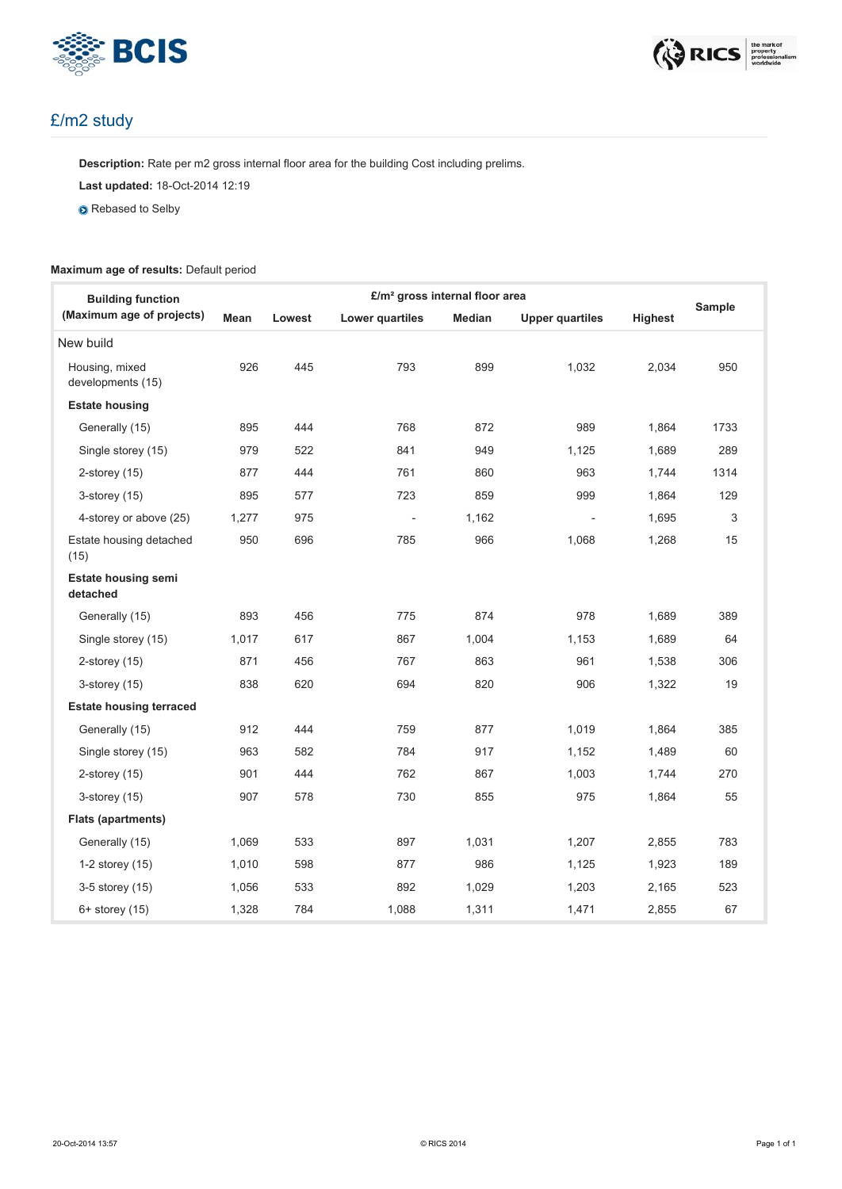## £/m2 study

**Description:** Rate per m2 gross internal floor area for the building Cost including prelims.

**Last updated:** 18-Oct-2014 12:19

Rebased to Selby

**Maximum age of results:** Default period

| Building function (Maximum age of projects) | £/m² gross internal floor area | | | | | | Sample |
|---|---|---|---|---|---|---|---|
| | Mean | Lowest | Lower quartiles | Median | Upper quartiles | Highest | |
| New build | | | | | | | |
| Housing, mixed developments (15) | 926 | 445 | 793 | 899 | 1,032 | 2,034 | 950 |
| **Estate housing** | | | | | | | |
| Generally (15) | 895 | 444 | 768 | 872 | 989 | 1,864 | 1733 |
| Single storey (15) | 979 | 522 | 841 | 949 | 1,125 | 1,689 | 289 |
| 2-storey (15) | 877 | 444 | 761 | 860 | 963 | 1,744 | 1314 |
| 3-storey (15) | 895 | 577 | 723 | 859 | 999 | 1,864 | 129 |
| 4-storey or above (25) | 1,277 | 975 | - | 1,162 | - | 1,695 | 3 |
| Estate housing detached (15) | 950 | 696 | 785 | 966 | 1,068 | 1,268 | 15 |
| **Estate housing semi detached** | | | | | | | |
| Generally (15) | 893 | 456 | 775 | 874 | 978 | 1,689 | 389 |
| Single storey (15) | 1,017 | 617 | 867 | 1,004 | 1,153 | 1,689 | 64 |
| 2-storey (15) | 871 | 456 | 767 | 863 | 961 | 1,538 | 306 |
| 3-storey (15) | 838 | 620 | 694 | 820 | 906 | 1,322 | 19 |
| **Estate housing terraced** | | | | | | | |
| Generally (15) | 912 | 444 | 759 | 877 | 1,019 | 1,864 | 385 |
| Single storey (15) | 963 | 582 | 784 | 917 | 1,152 | 1,489 | 60 |
| 2-storey (15) | 901 | 444 | 762 | 867 | 1,003 | 1,744 | 270 |
| 3-storey (15) | 907 | 578 | 730 | 855 | 975 | 1,864 | 55 |
| **Flats (apartments)** | | | | | | | |
| Generally (15) | 1,069 | 533 | 897 | 1,031 | 1,207 | 2,855 | 783 |
| 1-2 storey (15) | 1,010 | 598 | 877 | 986 | 1,125 | 1,923 | 189 |
| 3-5 storey (15) | 1,056 | 533 | 892 | 1,029 | 1,203 | 2,165 | 523 |
| 6+ storey (15) | 1,328 | 784 | 1,088 | 1,311 | 1,471 | 2,855 | 67 |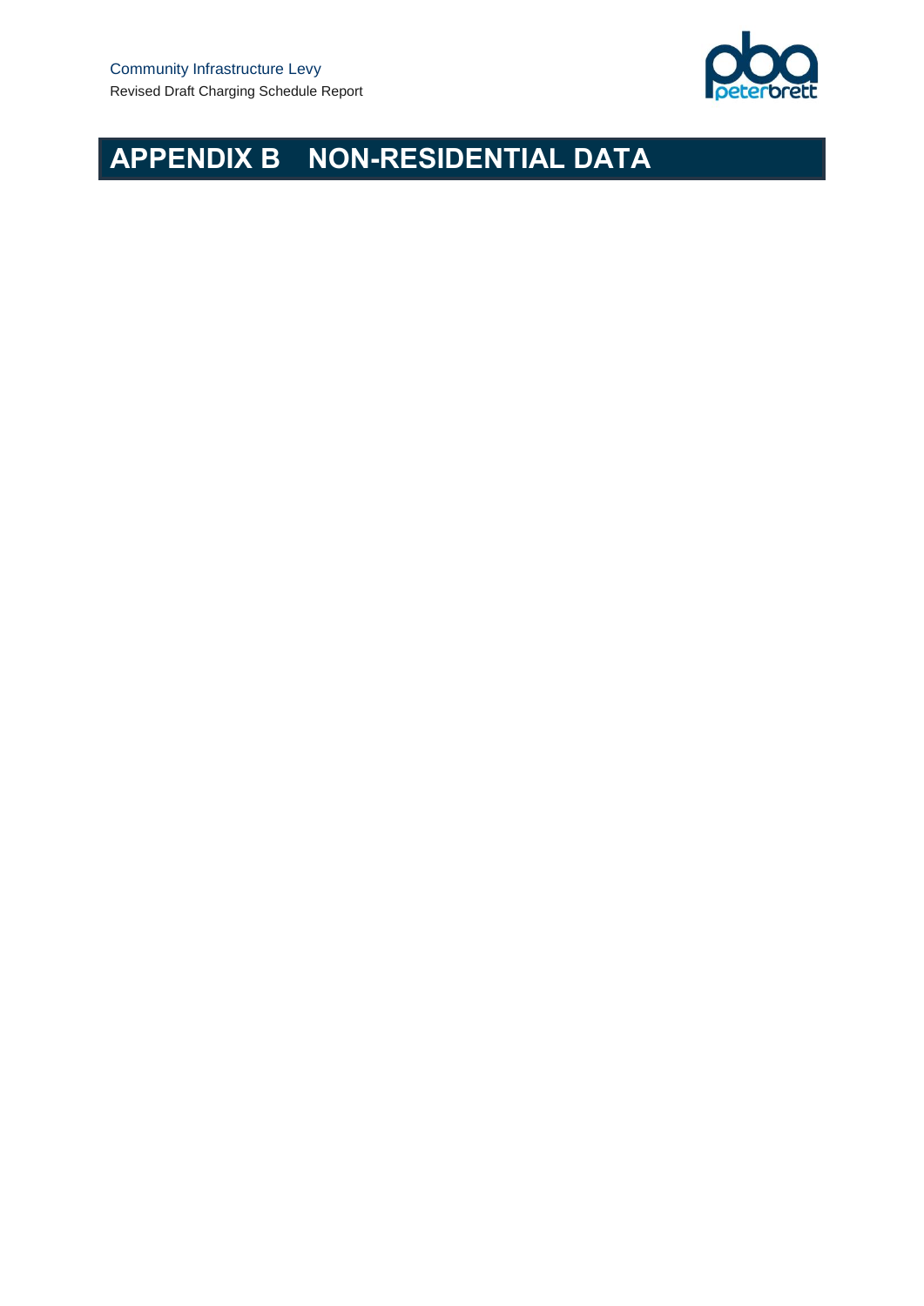# APPENDIX B NON-RESIDENTIAL DATA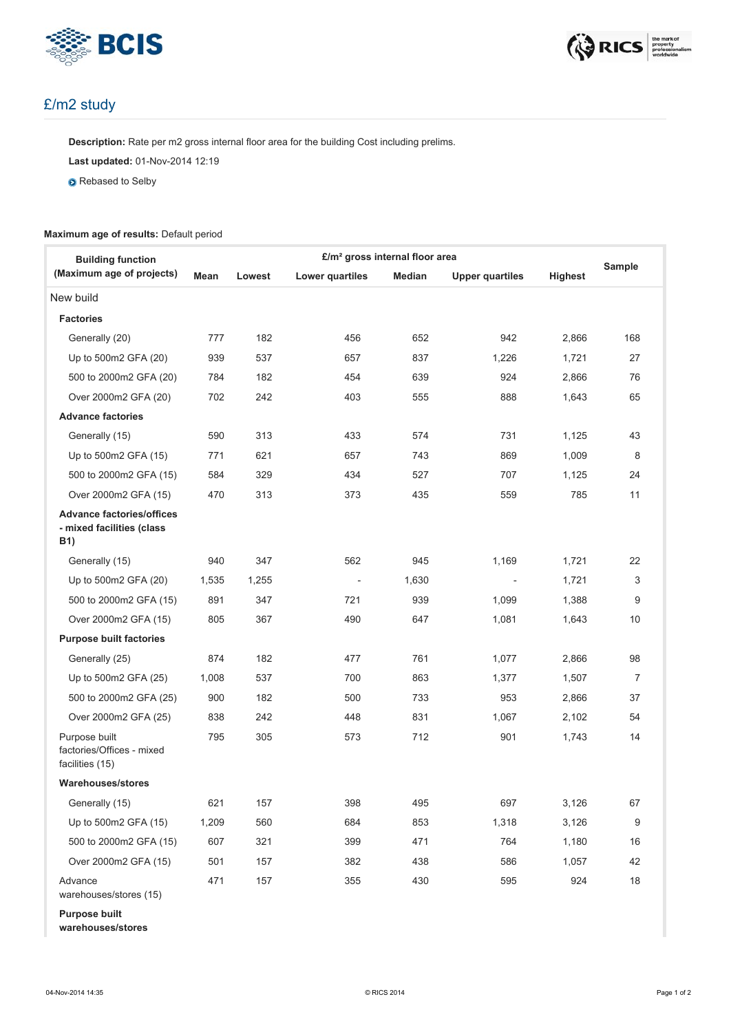## £/m2 study

**Description:** Rate per m2 gross internal floor area for the building Cost including prelims.

**Last updated:** 01-Nov-2014 12:19

Rebased to Selby

**Maximum age of results:** Default period

| Building function (Maximum age of projects) | £/m² gross internal floor area | | | | | | Sample |
|---|---|---|---|---|---|---|---|
| | Mean | Lowest | Lower quartiles | Median | Upper quartiles | Highest | |
| New build | | | | | | | |
| **Factories** | | | | | | | |
| Generally (20) | 777 | 182 | 456 | 652 | 942 | 2,866 | 168 |
| Up to 500m2 GFA (20) | 939 | 537 | 657 | 837 | 1,226 | 1,721 | 27 |
| 500 to 2000m2 GFA (20) | 784 | 182 | 454 | 639 | 924 | 2,866 | 76 |
| Over 2000m2 GFA (20) | 702 | 242 | 403 | 555 | 888 | 1,643 | 65 |
| **Advance factories** | | | | | | | |
| Generally (15) | 590 | 313 | 433 | 574 | 731 | 1,125 | 43 |
| Up to 500m2 GFA (15) | 771 | 621 | 657 | 743 | 869 | 1,009 | 8 |
| 500 to 2000m2 GFA (15) | 584 | 329 | 434 | 527 | 707 | 1,125 | 24 |
| Over 2000m2 GFA (15) | 470 | 313 | 373 | 435 | 559 | 785 | 11 |
| **Advance factories/offices - mixed facilities (class B1)** | | | | | | | |
| Generally (15) | 940 | 347 | 562 | 945 | 1,169 | 1,721 | 22 |
| Up to 500m2 GFA (20) | 1,535 | 1,255 | - | 1,630 | - | 1,721 | 3 |
| 500 to 2000m2 GFA (15) | 891 | 347 | 721 | 939 | 1,099 | 1,388 | 9 |
| Over 2000m2 GFA (15) | 805 | 367 | 490 | 647 | 1,081 | 1,643 | 10 |
| **Purpose built factories** | | | | | | | |
| Generally (25) | 874 | 182 | 477 | 761 | 1,077 | 2,866 | 98 |
| Up to 500m2 GFA (25) | 1,008 | 537 | 700 | 863 | 1,377 | 1,507 | 7 |
| 500 to 2000m2 GFA (25) | 900 | 182 | 500 | 733 | 953 | 2,866 | 37 |
| Over 2000m2 GFA (25) | 838 | 242 | 448 | 831 | 1,067 | 2,102 | 54 |
| Purpose built factories/Offices - mixed facilities (15) | 795 | 305 | 573 | 712 | 901 | 1,743 | 14 |
| **Warehouses/stores** | | | | | | | |
| Generally (15) | 621 | 157 | 398 | 495 | 697 | 3,126 | 67 |
| Up to 500m2 GFA (15) | 1,209 | 560 | 684 | 853 | 1,318 | 3,126 | 9 |
| 500 to 2000m2 GFA (15) | 607 | 321 | 399 | 471 | 764 | 1,180 | 16 |
| Over 2000m2 GFA (15) | 501 | 157 | 382 | 438 | 586 | 1,057 | 42 |
| Advance warehouses/stores (15) | 471 | 157 | 355 | 430 | 595 | 924 | 18 |
| **Purpose built warehouses/stores** | | | | | | | |

04-Nov-2014 14:35 © RICS 2014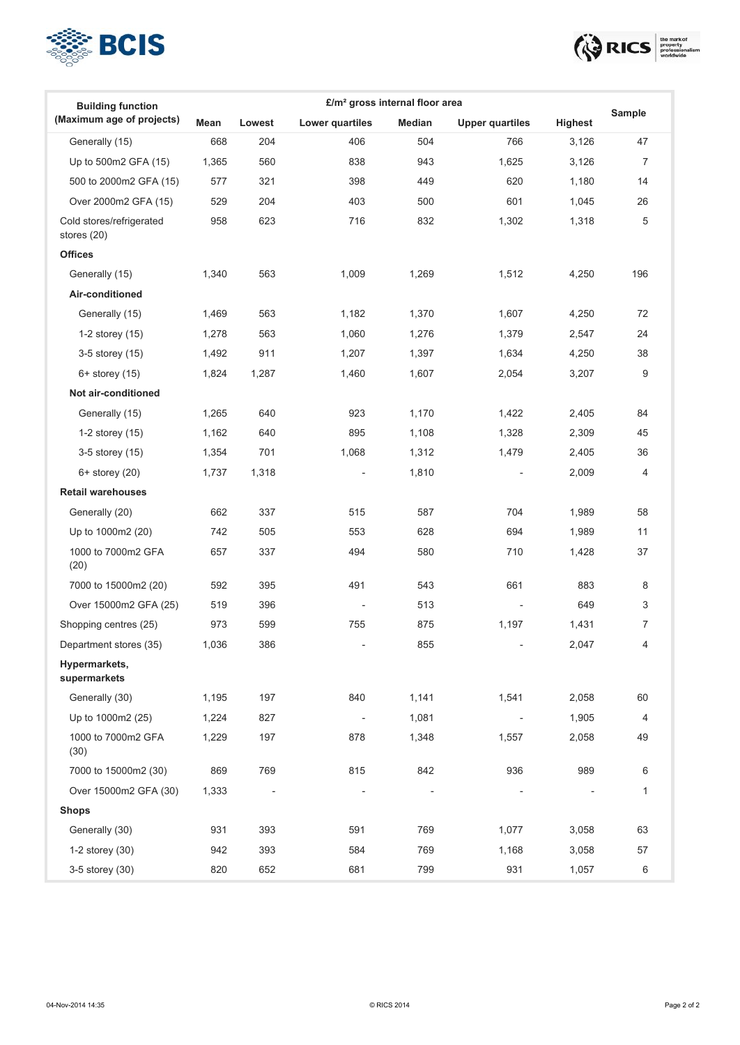| Building function (Maximum age of projects) | £/m² gross internal floor area | | | | | | Sample |
|---|---|---|---|---|---|---|---|
| | Mean | Lowest | Lower quartiles | Median | Upper quartiles | Highest | |
| Generally (15) | 668 | 204 | 406 | 504 | 766 | 3,126 | 47 |
| Up to 500m2 GFA (15) | 1,365 | 560 | 838 | 943 | 1,625 | 3,126 | 7 |
| 500 to 2000m2 GFA (15) | 577 | 321 | 398 | 449 | 620 | 1,180 | 14 |
| Over 2000m2 GFA (15) | 529 | 204 | 403 | 500 | 601 | 1,045 | 26 |
| Cold stores/refrigerated stores (20) | 958 | 623 | 716 | 832 | 1,302 | 1,318 | 5 |
| **Offices** | | | | | | | |
| Generally (15) | 1,340 | 563 | 1,009 | 1,269 | 1,512 | 4,250 | 196 |
| **Air-conditioned** | | | | | | | |
| Generally (15) | 1,469 | 563 | 1,182 | 1,370 | 1,607 | 4,250 | 72 |
| 1-2 storey (15) | 1,278 | 563 | 1,060 | 1,276 | 1,379 | 2,547 | 24 |
| 3-5 storey (15) | 1,492 | 911 | 1,207 | 1,397 | 1,634 | 4,250 | 38 |
| 6+ storey (15) | 1,824 | 1,287 | 1,460 | 1,607 | 2,054 | 3,207 | 9 |
| **Not air-conditioned** | | | | | | | |
| Generally (15) | 1,265 | 640 | 923 | 1,170 | 1,422 | 2,405 | 84 |
| 1-2 storey (15) | 1,162 | 640 | 895 | 1,108 | 1,328 | 2,309 | 45 |
| 3-5 storey (15) | 1,354 | 701 | 1,068 | 1,312 | 1,479 | 2,405 | 36 |
| 6+ storey (20) | 1,737 | 1,318 | - | 1,810 | - | 2,009 | 4 |
| **Retail warehouses** | | | | | | | |
| Generally (20) | 662 | 337 | 515 | 587 | 704 | 1,989 | 58 |
| Up to 1000m2 (20) | 742 | 505 | 553 | 628 | 694 | 1,989 | 11 |
| 1000 to 7000m2 GFA (20) | 657 | 337 | 494 | 580 | 710 | 1,428 | 37 |
| 7000 to 15000m2 (20) | 592 | 395 | 491 | 543 | 661 | 883 | 8 |
| Over 15000m2 GFA (25) | 519 | 396 | - | 513 | - | 649 | 3 |
| Shopping centres (25) | 973 | 599 | 755 | 875 | 1,197 | 1,431 | 7 |
| Department stores (35) | 1,036 | 386 | - | 855 | - | 2,047 | 4 |
| **Hypermarkets, supermarkets** | | | | | | | |
| Generally (30) | 1,195 | 197 | 840 | 1,141 | 1,541 | 2,058 | 60 |
| Up to 1000m2 (25) | 1,224 | 827 | - | 1,081 | - | 1,905 | 4 |
| 1000 to 7000m2 GFA (30) | 1,229 | 197 | 878 | 1,348 | 1,557 | 2,058 | 49 |
| 7000 to 15000m2 (30) | 869 | 769 | 815 | 842 | 936 | 989 | 6 |
| Over 15000m2 GFA (30) | 1,333 | - | - | - | - | - | 1 |
| **Shops** | | | | | | | |
| Generally (30) | 931 | 393 | 591 | 769 | 1,077 | 3,058 | 63 |
| 1-2 storey (30) | 942 | 393 | 584 | 769 | 1,168 | 3,058 | 57 |
| 3-5 storey (30) | 820 | 652 | 681 | 799 | 931 | 1,057 | 6 |

04-Nov-2014 14:35 © RICS 2014